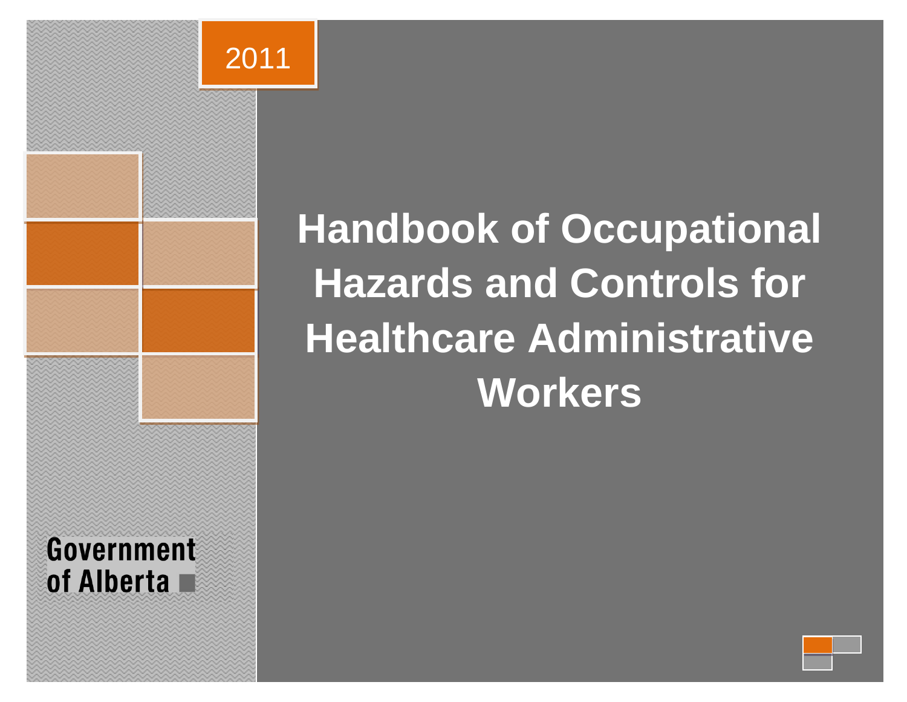2011

# Handbook of Occupational Hazards and Controls for Healthcare Administrative Workers

Government of Alberta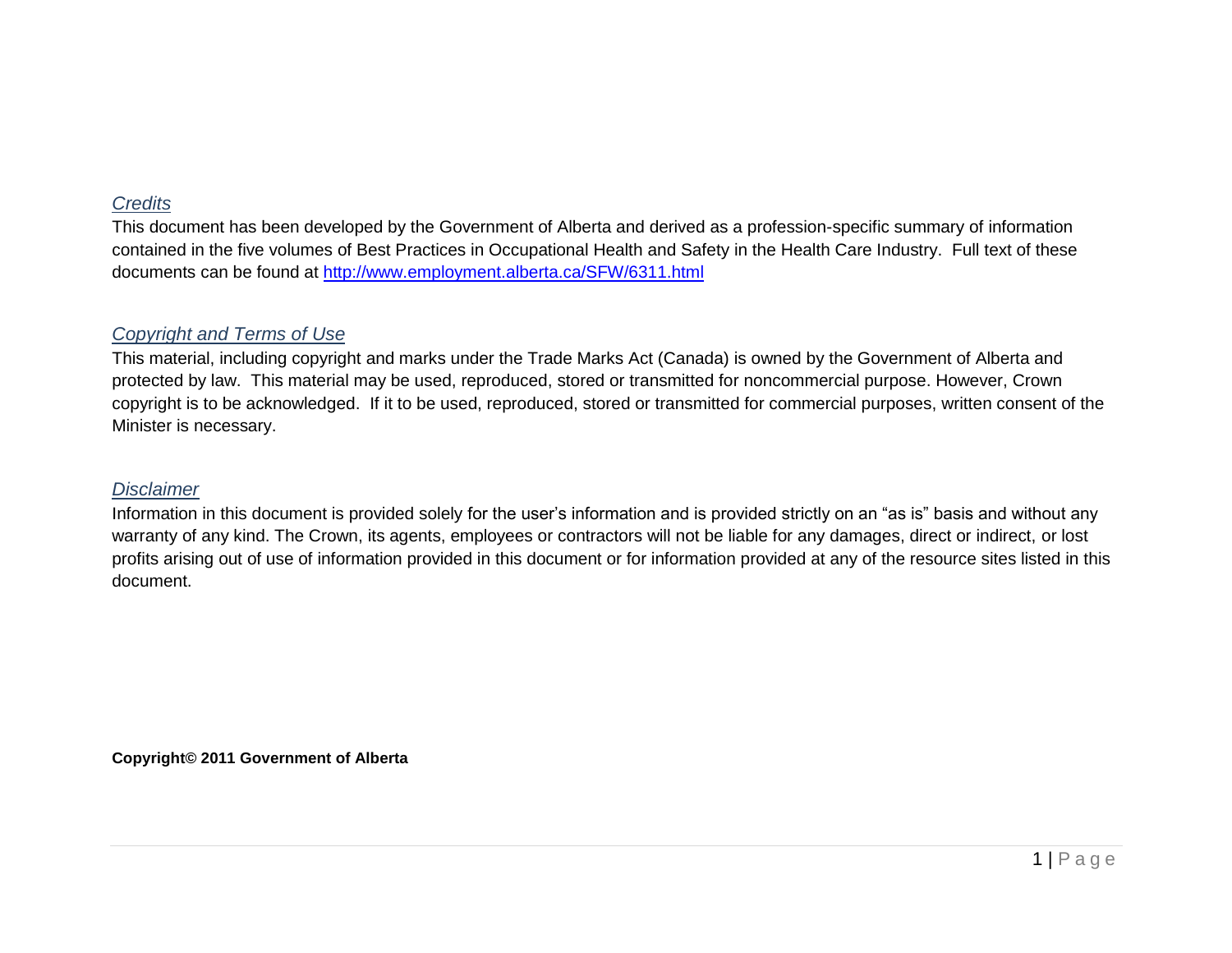### *Credits*

This document has been developed by the Government of Alberta and derived as a profession-specific summary of information contained in the five volumes of Best Practices in Occupational Health and Safety in the Health Care Industry. Full text of these documents can be found at http://www.employment.alberta.ca/SFW/6311.html

### *Copyright and Terms of Use*

This material, including copyright and marks under the Trade Marks Act (Canada) is owned by the Government of Alberta and protected by law. This material may be used, reproduced, stored or transmitted for noncommercial purpose. However, Crown copyright is to be acknowledged. If it to be used, reproduced, stored or transmitted for commercial purposes, written consent of the Minister is necessary.

### *Disclaimer*

Information in this document is provided solely for the user's information and is provided strictly on an "as is" basis and without any warranty of any kind. The Crown, its agents, employees or contractors will not be liable for any damages, direct or indirect, or lost profits arising out of use of information provided in this document or for information provided at any of the resource sites listed in this document.

**Copyright© 2011 Government of Alberta**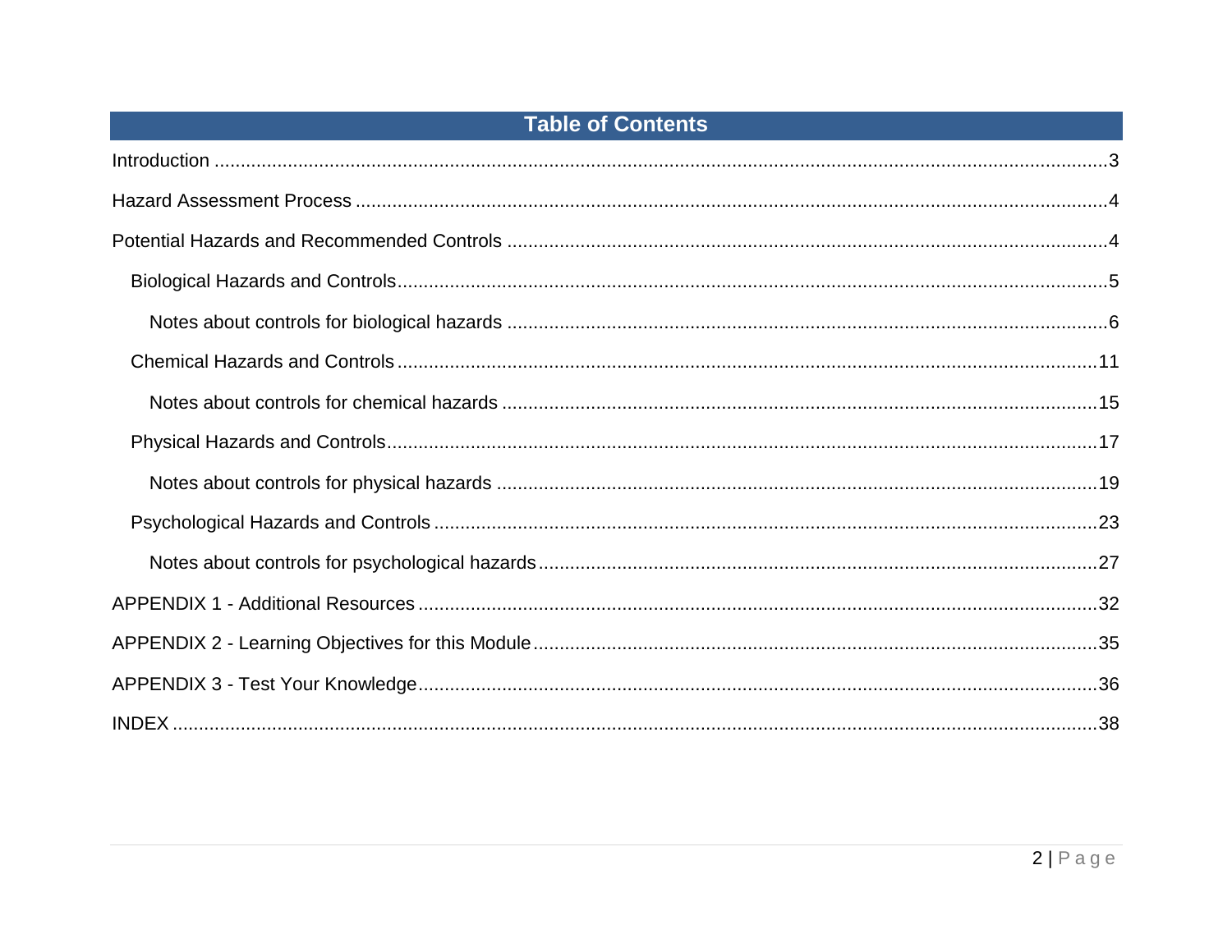## Table of Contents

- Introduction ... 3
- Hazard Assessment Process ... 4
- Potential Hazards and Recommended Controls ... 4
  - Biological Hazards and Controls ... 5
    - Notes about controls for biological hazards ... 6
  - Chemical Hazards and Controls ... 11
    - Notes about controls for chemical hazards ... 15
  - Physical Hazards and Controls ... 17
    - Notes about controls for physical hazards ... 19
  - Psychological Hazards and Controls ... 23
    - Notes about controls for psychological hazards ... 27
- APPENDIX 1 - Additional Resources ... 32
- APPENDIX 2 - Learning Objectives for this Module ... 35
- APPENDIX 3 - Test Your Knowledge ... 36
- INDEX ... 38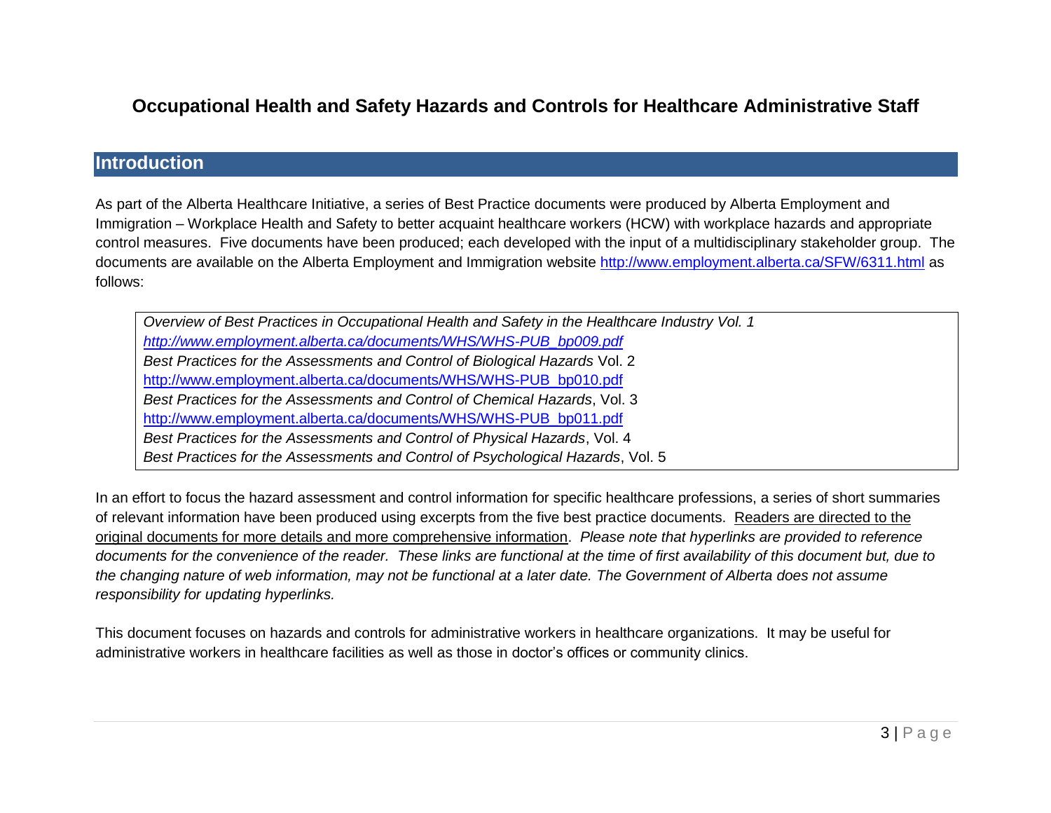# Occupational Health and Safety Hazards and Controls for Healthcare Administrative Staff

## Introduction

As part of the Alberta Healthcare Initiative, a series of Best Practice documents were produced by Alberta Employment and Immigration – Workplace Health and Safety to better acquaint healthcare workers (HCW) with workplace hazards and appropriate control measures. Five documents have been produced; each developed with the input of a multidisciplinary stakeholder group. The documents are available on the Alberta Employment and Immigration website http://www.employment.alberta.ca/SFW/6311.html as follows:

> *Overview of Best Practices in Occupational Health and Safety in the Healthcare Industry Vol. 1*
> *http://www.employment.alberta.ca/documents/WHS/WHS-PUB_bp009.pdf*
> *Best Practices for the Assessments and Control of Biological Hazards* Vol. 2
> http://www.employment.alberta.ca/documents/WHS/WHS-PUB_bp010.pdf
> *Best Practices for the Assessments and Control of Chemical Hazards*, Vol. 3
> http://www.employment.alberta.ca/documents/WHS/WHS-PUB_bp011.pdf
> *Best Practices for the Assessments and Control of Physical Hazards*, Vol. 4
> *Best Practices for the Assessments and Control of Psychological Hazards*, Vol. 5

In an effort to focus the hazard assessment and control information for specific healthcare professions, a series of short summaries of relevant information have been produced using excerpts from the five best practice documents. Readers are directed to the original documents for more details and more comprehensive information. *Please note that hyperlinks are provided to reference documents for the convenience of the reader. These links are functional at the time of first availability of this document but, due to the changing nature of web information, may not be functional at a later date. The Government of Alberta does not assume responsibility for updating hyperlinks.*

This document focuses on hazards and controls for administrative workers in healthcare organizations. It may be useful for administrative workers in healthcare facilities as well as those in doctor's offices or community clinics.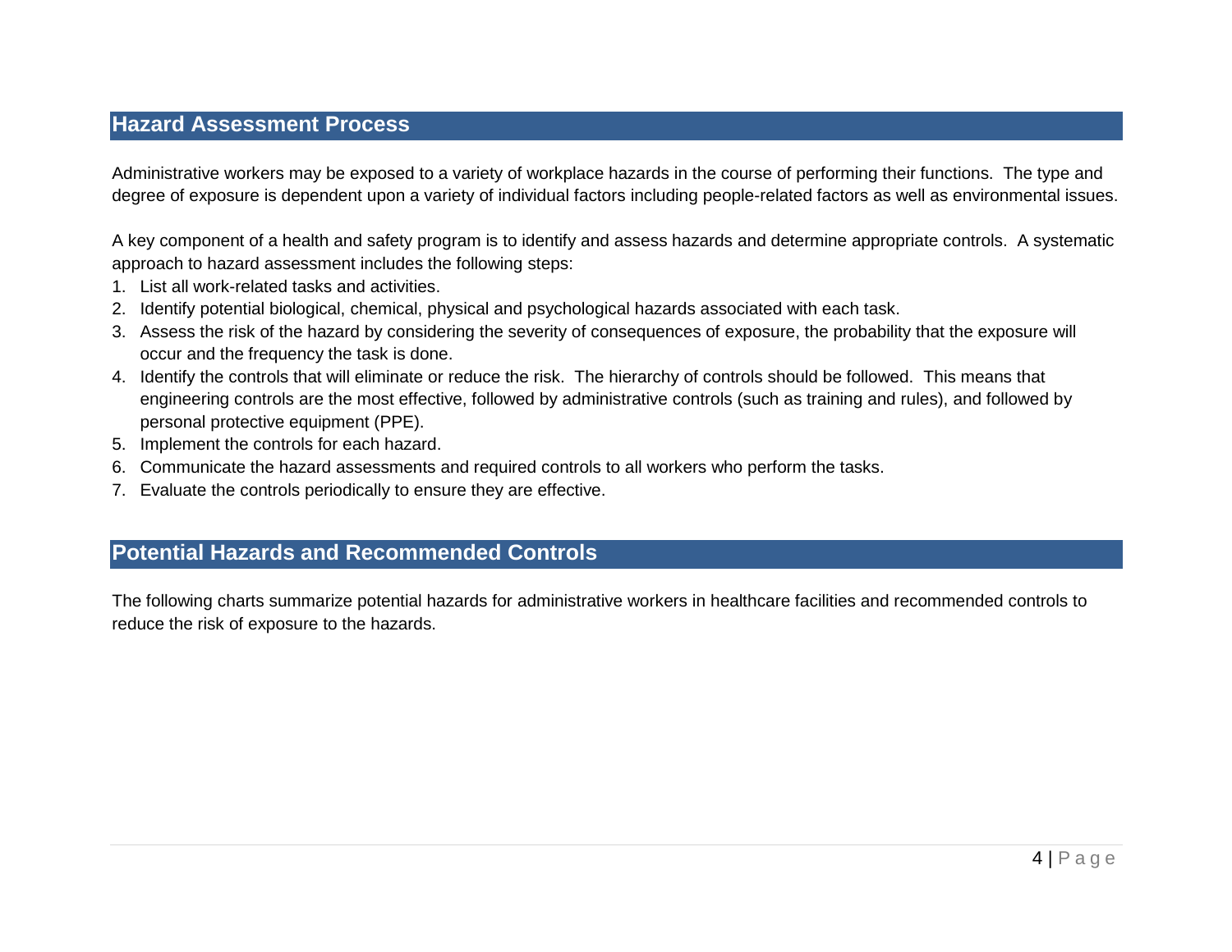## Hazard Assessment Process

Administrative workers may be exposed to a variety of workplace hazards in the course of performing their functions. The type and degree of exposure is dependent upon a variety of individual factors including people-related factors as well as environmental issues.

A key component of a health and safety program is to identify and assess hazards and determine appropriate controls. A systematic approach to hazard assessment includes the following steps:

1. List all work-related tasks and activities.
2. Identify potential biological, chemical, physical and psychological hazards associated with each task.
3. Assess the risk of the hazard by considering the severity of consequences of exposure, the probability that the exposure will occur and the frequency the task is done.
4. Identify the controls that will eliminate or reduce the risk. The hierarchy of controls should be followed. This means that engineering controls are the most effective, followed by administrative controls (such as training and rules), and followed by personal protective equipment (PPE).
5. Implement the controls for each hazard.
6. Communicate the hazard assessments and required controls to all workers who perform the tasks.
7. Evaluate the controls periodically to ensure they are effective.

## Potential Hazards and Recommended Controls

The following charts summarize potential hazards for administrative workers in healthcare facilities and recommended controls to reduce the risk of exposure to the hazards.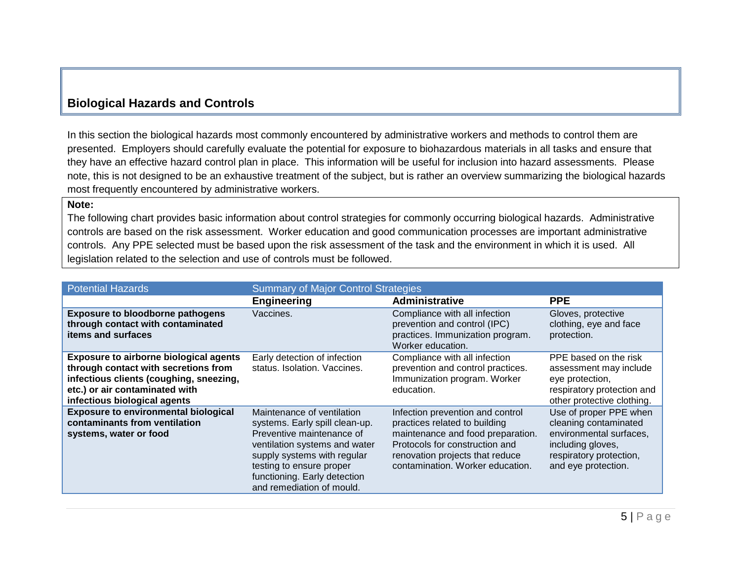## Biological Hazards and Controls

In this section the biological hazards most commonly encountered by administrative workers and methods to control them are presented. Employers should carefully evaluate the potential for exposure to biohazardous materials in all tasks and ensure that they have an effective hazard control plan in place. This information will be useful for inclusion into hazard assessments. Please note, this is not designed to be an exhaustive treatment of the subject, but is rather an overview summarizing the biological hazards most frequently encountered by administrative workers.

**Note:**
The following chart provides basic information about control strategies for commonly occurring biological hazards. Administrative controls are based on the risk assessment. Worker education and good communication processes are important administrative controls. Any PPE selected must be based upon the risk assessment of the task and the environment in which it is used. All legislation related to the selection and use of controls must be followed.

| Potential Hazards | Summary of Major Control Strategies | | |
|---|---|---|---|
| | **Engineering** | **Administrative** | **PPE** |
| **Exposure to bloodborne pathogens through contact with contaminated items and surfaces** | Vaccines. | Compliance with all infection prevention and control (IPC) practices. Immunization program. Worker education. | Gloves, protective clothing, eye and face protection. |
| **Exposure to airborne biological agents through contact with secretions from infectious clients (coughing, sneezing, etc.) or air contaminated with infectious biological agents** | Early detection of infection status. Isolation. Vaccines. | Compliance with all infection prevention and control practices. Immunization program. Worker education. | PPE based on the risk assessment may include eye protection, respiratory protection and other protective clothing. |
| **Exposure to environmental biological contaminants from ventilation systems, water or food** | Maintenance of ventilation systems. Early spill clean-up. Preventive maintenance of ventilation systems and water supply systems with regular testing to ensure proper functioning. Early detection and remediation of mould. | Infection prevention and control practices related to building maintenance and food preparation. Protocols for construction and renovation projects that reduce contamination. Worker education. | Use of proper PPE when cleaning contaminated environmental surfaces, including gloves, respiratory protection, and eye protection. |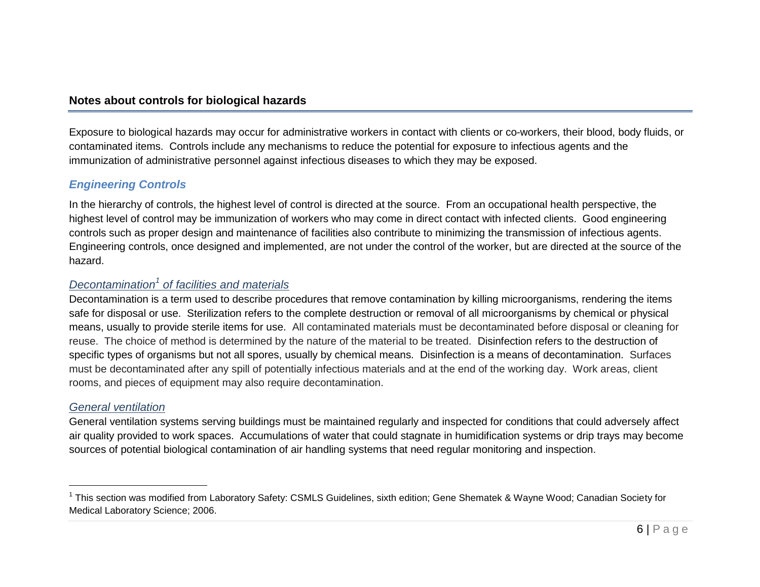## Notes about controls for biological hazards

Exposure to biological hazards may occur for administrative workers in contact with clients or co-workers, their blood, body fluids, or contaminated items. Controls include any mechanisms to reduce the potential for exposure to infectious agents and the immunization of administrative personnel against infectious diseases to which they may be exposed.

### *Engineering Controls*

In the hierarchy of controls, the highest level of control is directed at the source. From an occupational health perspective, the highest level of control may be immunization of workers who may come in direct contact with infected clients. Good engineering controls such as proper design and maintenance of facilities also contribute to minimizing the transmission of infectious agents. Engineering controls, once designed and implemented, are not under the control of the worker, but are directed at the source of the hazard.

#### *Decontamination[1] of facilities and materials*

Decontamination is a term used to describe procedures that remove contamination by killing microorganisms, rendering the items safe for disposal or use. Sterilization refers to the complete destruction or removal of all microorganisms by chemical or physical means, usually to provide sterile items for use. All contaminated materials must be decontaminated before disposal or cleaning for reuse. The choice of method is determined by the nature of the material to be treated. Disinfection refers to the destruction of specific types of organisms but not all spores, usually by chemical means. Disinfection is a means of decontamination. Surfaces must be decontaminated after any spill of potentially infectious materials and at the end of the working day. Work areas, client rooms, and pieces of equipment may also require decontamination.

#### *General ventilation*

General ventilation systems serving buildings must be maintained regularly and inspected for conditions that could adversely affect air quality provided to work spaces. Accumulations of water that could stagnate in humidification systems or drip trays may become sources of potential biological contamination of air handling systems that need regular monitoring and inspection.

---

[1] This section was modified from Laboratory Safety: CSMLS Guidelines, sixth edition; Gene Shematek & Wayne Wood; Canadian Society for Medical Laboratory Science; 2006.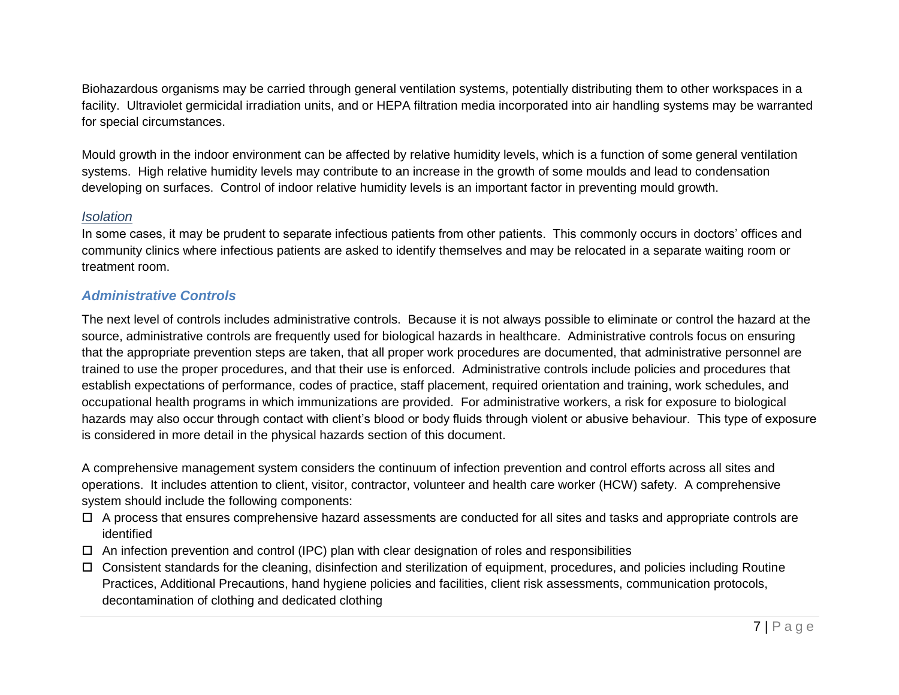Biohazardous organisms may be carried through general ventilation systems, potentially distributing them to other workspaces in a facility. Ultraviolet germicidal irradiation units, and or HEPA filtration media incorporated into air handling systems may be warranted for special circumstances.

Mould growth in the indoor environment can be affected by relative humidity levels, which is a function of some general ventilation systems. High relative humidity levels may contribute to an increase in the growth of some moulds and lead to condensation developing on surfaces. Control of indoor relative humidity levels is an important factor in preventing mould growth.

*Isolation*

In some cases, it may be prudent to separate infectious patients from other patients. This commonly occurs in doctors' offices and community clinics where infectious patients are asked to identify themselves and may be relocated in a separate waiting room or treatment room.

### *Administrative Controls*

The next level of controls includes administrative controls. Because it is not always possible to eliminate or control the hazard at the source, administrative controls are frequently used for biological hazards in healthcare. Administrative controls focus on ensuring that the appropriate prevention steps are taken, that all proper work procedures are documented, that administrative personnel are trained to use the proper procedures, and that their use is enforced. Administrative controls include policies and procedures that establish expectations of performance, codes of practice, staff placement, required orientation and training, work schedules, and occupational health programs in which immunizations are provided. For administrative workers, a risk for exposure to biological hazards may also occur through contact with client's blood or body fluids through violent or abusive behaviour. This type of exposure is considered in more detail in the physical hazards section of this document.

A comprehensive management system considers the continuum of infection prevention and control efforts across all sites and operations. It includes attention to client, visitor, contractor, volunteer and health care worker (HCW) safety. A comprehensive system should include the following components:

- ☐ A process that ensures comprehensive hazard assessments are conducted for all sites and tasks and appropriate controls are identified
- ☐ An infection prevention and control (IPC) plan with clear designation of roles and responsibilities
- ☐ Consistent standards for the cleaning, disinfection and sterilization of equipment, procedures, and policies including Routine Practices, Additional Precautions, hand hygiene policies and facilities, client risk assessments, communication protocols, decontamination of clothing and dedicated clothing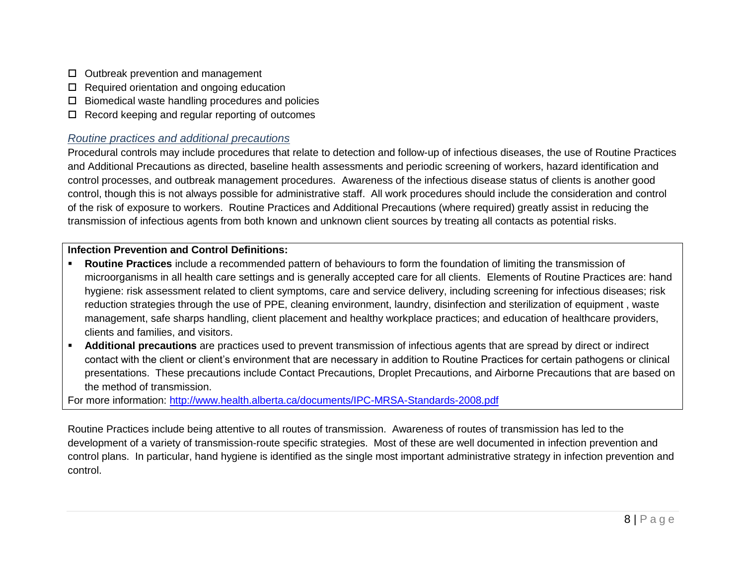- ☐ Outbreak prevention and management
- ☐ Required orientation and ongoing education
- ☐ Biomedical waste handling procedures and policies
- ☐ Record keeping and regular reporting of outcomes

### *Routine practices and additional precautions*

Procedural controls may include procedures that relate to detection and follow-up of infectious diseases, the use of Routine Practices and Additional Precautions as directed, baseline health assessments and periodic screening of workers, hazard identification and control processes, and outbreak management procedures. Awareness of the infectious disease status of clients is another good control, though this is not always possible for administrative staff. All work procedures should include the consideration and control of the risk of exposure to workers. Routine Practices and Additional Precautions (where required) greatly assist in reducing the transmission of infectious agents from both known and unknown client sources by treating all contacts as potential risks.

**Infection Prevention and Control Definitions:**

- **Routine Practices** include a recommended pattern of behaviours to form the foundation of limiting the transmission of microorganisms in all health care settings and is generally accepted care for all clients. Elements of Routine Practices are: hand hygiene: risk assessment related to client symptoms, care and service delivery, including screening for infectious diseases; risk reduction strategies through the use of PPE, cleaning environment, laundry, disinfection and sterilization of equipment , waste management, safe sharps handling, client placement and healthy workplace practices; and education of healthcare providers, clients and families, and visitors.
- **Additional precautions** are practices used to prevent transmission of infectious agents that are spread by direct or indirect contact with the client or client's environment that are necessary in addition to Routine Practices for certain pathogens or clinical presentations. These precautions include Contact Precautions, Droplet Precautions, and Airborne Precautions that are based on the method of transmission.

For more information: http://www.health.alberta.ca/documents/IPC-MRSA-Standards-2008.pdf

Routine Practices include being attentive to all routes of transmission. Awareness of routes of transmission has led to the development of a variety of transmission-route specific strategies. Most of these are well documented in infection prevention and control plans. In particular, hand hygiene is identified as the single most important administrative strategy in infection prevention and control.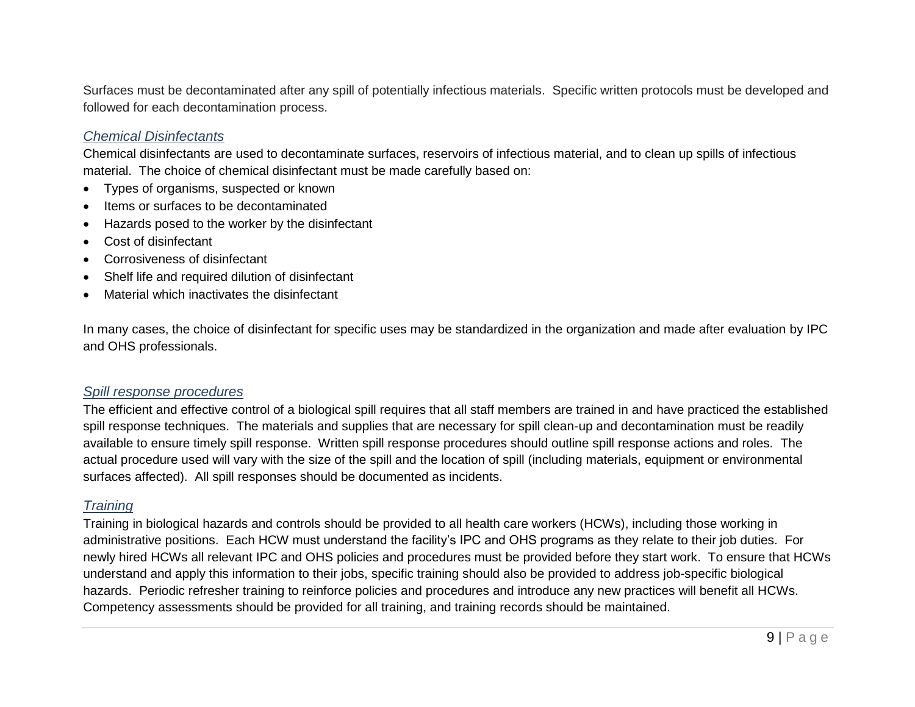Surfaces must be decontaminated after any spill of potentially infectious materials. Specific written protocols must be developed and followed for each decontamination process.

### *Chemical Disinfectants*

Chemical disinfectants are used to decontaminate surfaces, reservoirs of infectious material, and to clean up spills of infectious material. The choice of chemical disinfectant must be made carefully based on:

- Types of organisms, suspected or known
- Items or surfaces to be decontaminated
- Hazards posed to the worker by the disinfectant
- Cost of disinfectant
- Corrosiveness of disinfectant
- Shelf life and required dilution of disinfectant
- Material which inactivates the disinfectant

In many cases, the choice of disinfectant for specific uses may be standardized in the organization and made after evaluation by IPC and OHS professionals.

### *Spill response procedures*

The efficient and effective control of a biological spill requires that all staff members are trained in and have practiced the established spill response techniques. The materials and supplies that are necessary for spill clean-up and decontamination must be readily available to ensure timely spill response. Written spill response procedures should outline spill response actions and roles. The actual procedure used will vary with the size of the spill and the location of spill (including materials, equipment or environmental surfaces affected). All spill responses should be documented as incidents.

### *Training*

Training in biological hazards and controls should be provided to all health care workers (HCWs), including those working in administrative positions. Each HCW must understand the facility's IPC and OHS programs as they relate to their job duties. For newly hired HCWs all relevant IPC and OHS policies and procedures must be provided before they start work. To ensure that HCWs understand and apply this information to their jobs, specific training should also be provided to address job-specific biological hazards. Periodic refresher training to reinforce policies and procedures and introduce any new practices will benefit all HCWs. Competency assessments should be provided for all training, and training records should be maintained.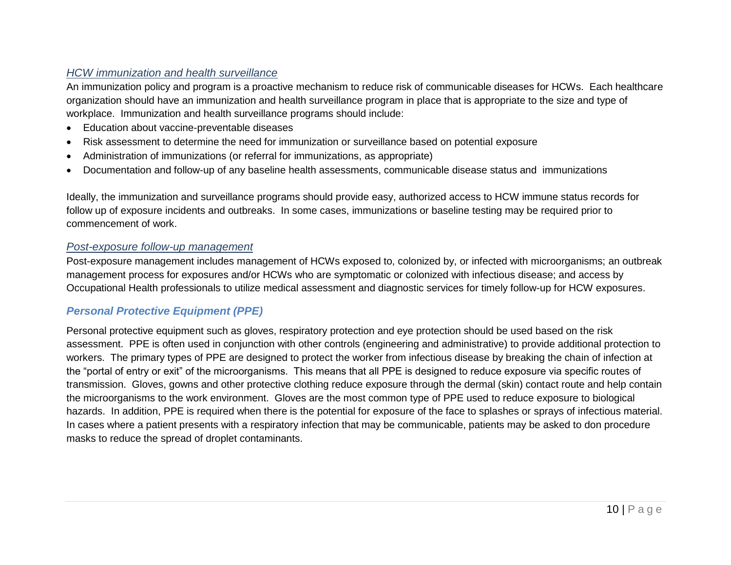#### *HCW immunization and health surveillance*

An immunization policy and program is a proactive mechanism to reduce risk of communicable diseases for HCWs. Each healthcare organization should have an immunization and health surveillance program in place that is appropriate to the size and type of workplace. Immunization and health surveillance programs should include:

- Education about vaccine-preventable diseases
- Risk assessment to determine the need for immunization or surveillance based on potential exposure
- Administration of immunizations (or referral for immunizations, as appropriate)
- Documentation and follow-up of any baseline health assessments, communicable disease status and immunizations

Ideally, the immunization and surveillance programs should provide easy, authorized access to HCW immune status records for follow up of exposure incidents and outbreaks. In some cases, immunizations or baseline testing may be required prior to commencement of work.

#### *Post-exposure follow-up management*

Post-exposure management includes management of HCWs exposed to, colonized by, or infected with microorganisms; an outbreak management process for exposures and/or HCWs who are symptomatic or colonized with infectious disease; and access by Occupational Health professionals to utilize medical assessment and diagnostic services for timely follow-up for HCW exposures.

### *Personal Protective Equipment (PPE)*

Personal protective equipment such as gloves, respiratory protection and eye protection should be used based on the risk assessment. PPE is often used in conjunction with other controls (engineering and administrative) to provide additional protection to workers. The primary types of PPE are designed to protect the worker from infectious disease by breaking the chain of infection at the "portal of entry or exit" of the microorganisms. This means that all PPE is designed to reduce exposure via specific routes of transmission. Gloves, gowns and other protective clothing reduce exposure through the dermal (skin) contact route and help contain the microorganisms to the work environment. Gloves are the most common type of PPE used to reduce exposure to biological hazards. In addition, PPE is required when there is the potential for exposure of the face to splashes or sprays of infectious material. In cases where a patient presents with a respiratory infection that may be communicable, patients may be asked to don procedure masks to reduce the spread of droplet contaminants.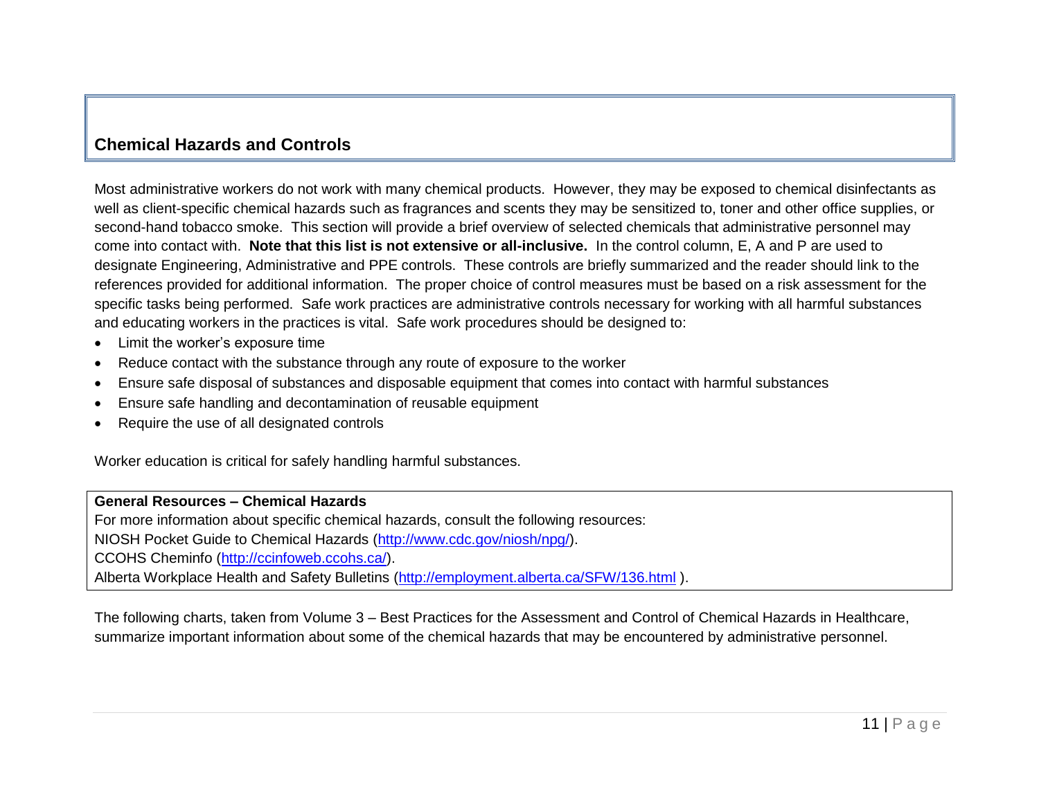## Chemical Hazards and Controls

Most administrative workers do not work with many chemical products. However, they may be exposed to chemical disinfectants as well as client-specific chemical hazards such as fragrances and scents they may be sensitized to, toner and other office supplies, or second-hand tobacco smoke. This section will provide a brief overview of selected chemicals that administrative personnel may come into contact with. **Note that this list is not extensive or all-inclusive.** In the control column, E, A and P are used to designate Engineering, Administrative and PPE controls. These controls are briefly summarized and the reader should link to the references provided for additional information. The proper choice of control measures must be based on a risk assessment for the specific tasks being performed. Safe work practices are administrative controls necessary for working with all harmful substances and educating workers in the practices is vital. Safe work procedures should be designed to:

- Limit the worker's exposure time
- Reduce contact with the substance through any route of exposure to the worker
- Ensure safe disposal of substances and disposable equipment that comes into contact with harmful substances
- Ensure safe handling and decontamination of reusable equipment
- Require the use of all designated controls

Worker education is critical for safely handling harmful substances.

**General Resources – Chemical Hazards**

For more information about specific chemical hazards, consult the following resources:

NIOSH Pocket Guide to Chemical Hazards (http://www.cdc.gov/niosh/npg/).

CCOHS Cheminfo (http://ccinfoweb.ccohs.ca/).

Alberta Workplace Health and Safety Bulletins (http://employment.alberta.ca/SFW/136.html ).

The following charts, taken from Volume 3 – Best Practices for the Assessment and Control of Chemical Hazards in Healthcare, summarize important information about some of the chemical hazards that may be encountered by administrative personnel.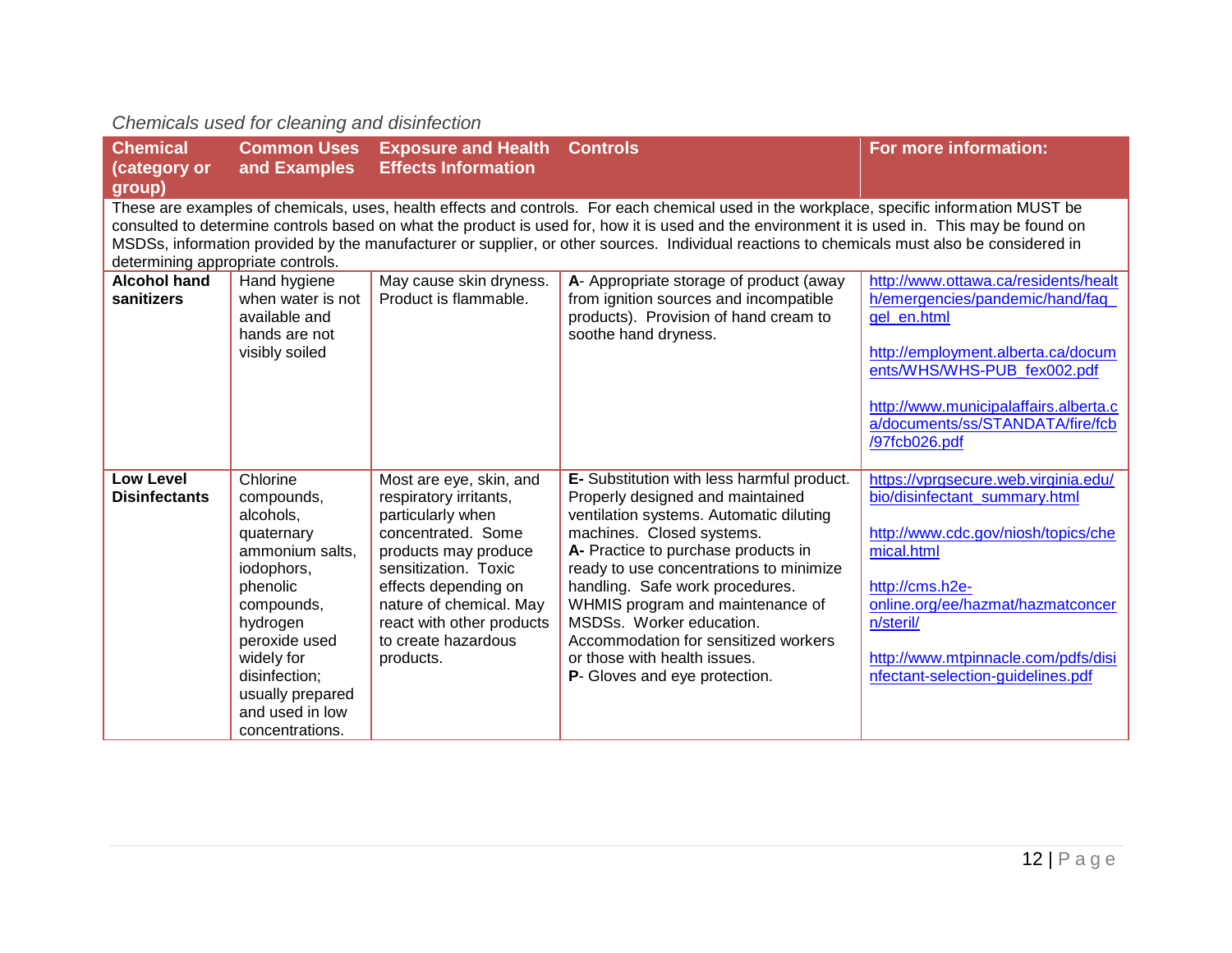*Chemicals used for cleaning and disinfection*

| Chemical (category or group) | Common Uses and Examples | Exposure and Health Effects Information | Controls | For more information: |
|---|---|---|---|---|
| These are examples of chemicals, uses, health effects and controls. For each chemical used in the workplace, specific information MUST be consulted to determine controls based on what the product is used for, how it is used and the environment it is used in. This may be found on MSDSs, information provided by the manufacturer or supplier, or other sources. Individual reactions to chemicals must also be considered in determining appropriate controls. | | | | |
| **Alcohol hand sanitizers** | Hand hygiene when water is not available and hands are not visibly soiled | May cause skin dryness. Product is flammable. | **A**- Appropriate storage of product (away from ignition sources and incompatible products). Provision of hand cream to soothe hand dryness. | http://www.ottawa.ca/residents/health/emergencies/pandemic/hand/faq_gel_en.html<br><br>http://employment.alberta.ca/documents/WHS/WHS-PUB_fex002.pdf<br><br>http://www.municipalaffairs.alberta.ca/documents/ss/STANDATA/fire/fcb/97fcb026.pdf |
| **Low Level Disinfectants** | Chlorine compounds, alcohols, quaternary ammonium salts, iodophors, phenolic compounds, hydrogen peroxide used widely for disinfection; usually prepared and used in low concentrations. | Most are eye, skin, and respiratory irritants, particularly when concentrated. Some products may produce sensitization. Toxic effects depending on nature of chemical. May react with other products to create hazardous products. | **E-** Substitution with less harmful product. Properly designed and maintained ventilation systems. Automatic diluting machines. Closed systems.<br>**A-** Practice to purchase products in ready to use concentrations to minimize handling. Safe work procedures. WHMIS program and maintenance of MSDSs. Worker education. Accommodation for sensitized workers or those with health issues.<br>**P**- Gloves and eye protection. | https://vprgsecure.web.virginia.edu/bio/disinfectant_summary.html<br><br>http://www.cdc.gov/niosh/topics/chemical.html<br><br>http://cms.h2e-online.org/ee/hazmat/hazmatconcern/steril/<br><br>http://www.mtpinnacle.com/pdfs/disinfectant-selection-guidelines.pdf |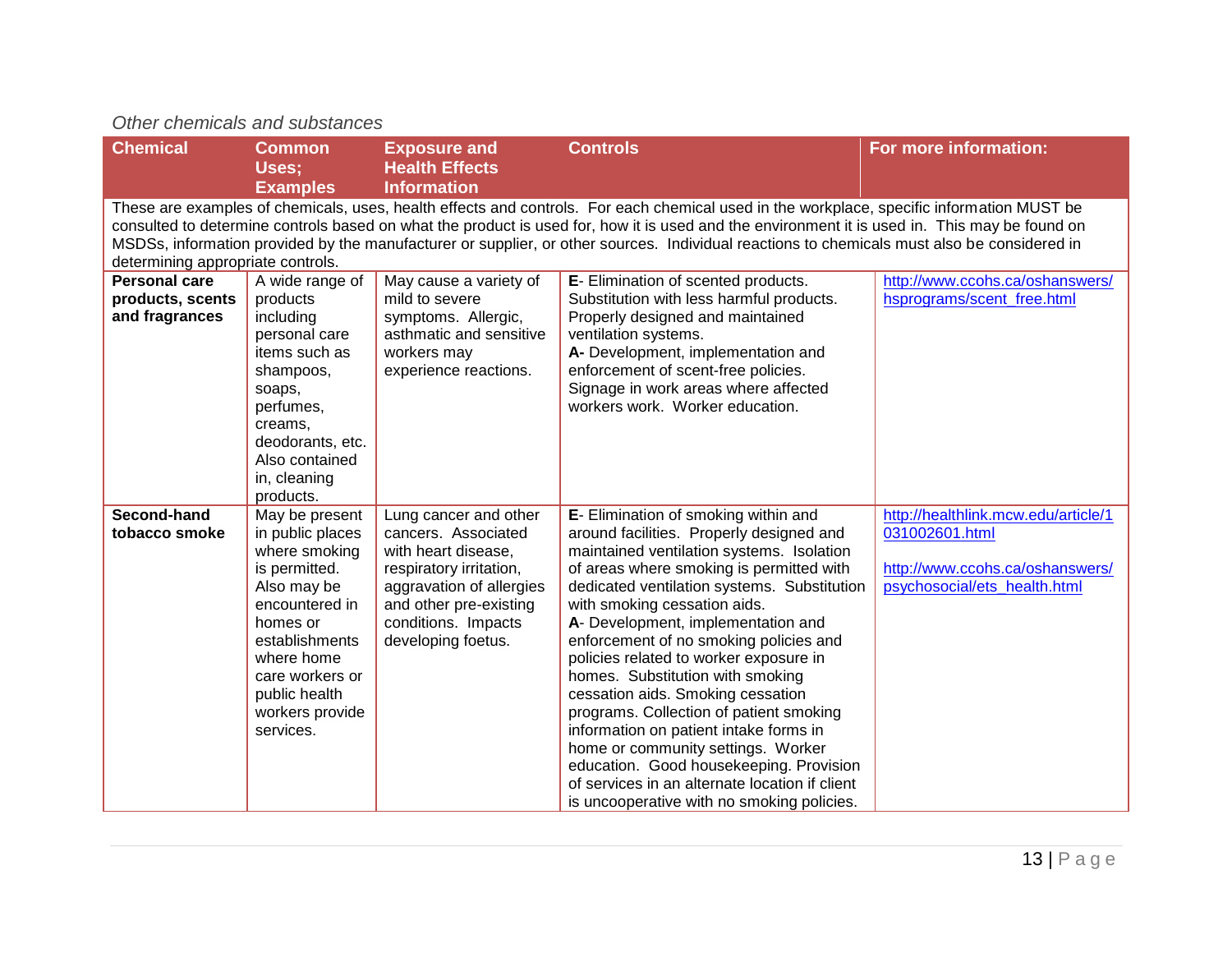*Other chemicals and substances*

| Chemical | Common Uses; Examples | Exposure and Health Effects Information | Controls | For more information: |
| --- | --- | --- | --- | --- |
| These are examples of chemicals, uses, health effects and controls. For each chemical used in the workplace, specific information MUST be consulted to determine controls based on what the product is used for, how it is used and the environment it is used in. This may be found on MSDSs, information provided by the manufacturer or supplier, or other sources. Individual reactions to chemicals must also be considered in determining appropriate controls. | | | | |
| **Personal care products, scents and fragrances** | A wide range of products including personal care items such as shampoos, soaps, perfumes, creams, deodorants, etc. Also contained in, cleaning products. | May cause a variety of mild to severe symptoms. Allergic, asthmatic and sensitive workers may experience reactions. | **E**- Elimination of scented products. Substitution with less harmful products. Properly designed and maintained ventilation systems. **A-** Development, implementation and enforcement of scent-free policies. Signage in work areas where affected workers work. Worker education. | http://www.ccohs.ca/oshanswers/hsprograms/scent_free.html |
| **Second-hand tobacco smoke** | May be present in public places where smoking is permitted. Also may be encountered in homes or establishments where home care workers or public health workers provide services. | Lung cancer and other cancers. Associated with heart disease, respiratory irritation, aggravation of allergies and other pre-existing conditions. Impacts developing foetus. | **E**- Elimination of smoking within and around facilities. Properly designed and maintained ventilation systems. Isolation of areas where smoking is permitted with dedicated ventilation systems. Substitution with smoking cessation aids. **A**- Development, implementation and enforcement of no smoking policies and policies related to worker exposure in homes. Substitution with smoking cessation aids. Smoking cessation programs. Collection of patient smoking information on patient intake forms in home or community settings. Worker education. Good housekeeping. Provision of services in an alternate location if client is uncooperative with no smoking policies. | http://healthlink.mcw.edu/article/1031002601.html<br><br>http://www.ccohs.ca/oshanswers/psychosocial/ets_health.html |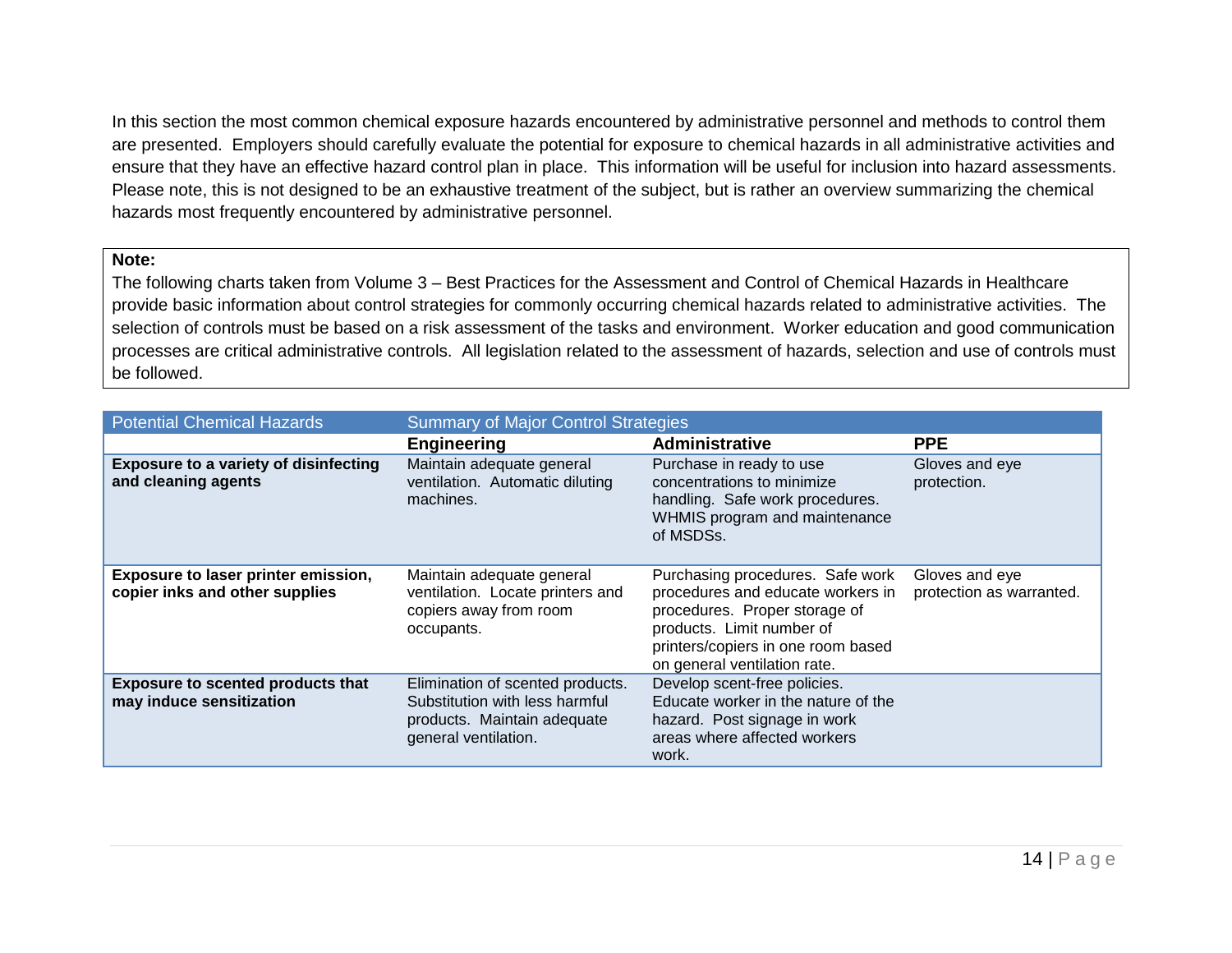In this section the most common chemical exposure hazards encountered by administrative personnel and methods to control them are presented. Employers should carefully evaluate the potential for exposure to chemical hazards in all administrative activities and ensure that they have an effective hazard control plan in place. This information will be useful for inclusion into hazard assessments. Please note, this is not designed to be an exhaustive treatment of the subject, but is rather an overview summarizing the chemical hazards most frequently encountered by administrative personnel.

**Note:**
The following charts taken from Volume 3 – Best Practices for the Assessment and Control of Chemical Hazards in Healthcare provide basic information about control strategies for commonly occurring chemical hazards related to administrative activities. The selection of controls must be based on a risk assessment of the tasks and environment. Worker education and good communication processes are critical administrative controls. All legislation related to the assessment of hazards, selection and use of controls must be followed.

| Potential Chemical Hazards | Summary of Major Control Strategies | | |
|---|---|---|---|
| | **Engineering** | **Administrative** | **PPE** |
| **Exposure to a variety of disinfecting and cleaning agents** | Maintain adequate general ventilation. Automatic diluting machines. | Purchase in ready to use concentrations to minimize handling. Safe work procedures. WHMIS program and maintenance of MSDSs. | Gloves and eye protection. |
| **Exposure to laser printer emission, copier inks and other supplies** | Maintain adequate general ventilation. Locate printers and copiers away from room occupants. | Purchasing procedures. Safe work procedures and educate workers in procedures. Proper storage of products. Limit number of printers/copiers in one room based on general ventilation rate. | Gloves and eye protection as warranted. |
| **Exposure to scented products that may induce sensitization** | Elimination of scented products. Substitution with less harmful products. Maintain adequate general ventilation. | Develop scent-free policies. Educate worker in the nature of the hazard. Post signage in work areas where affected workers work. | |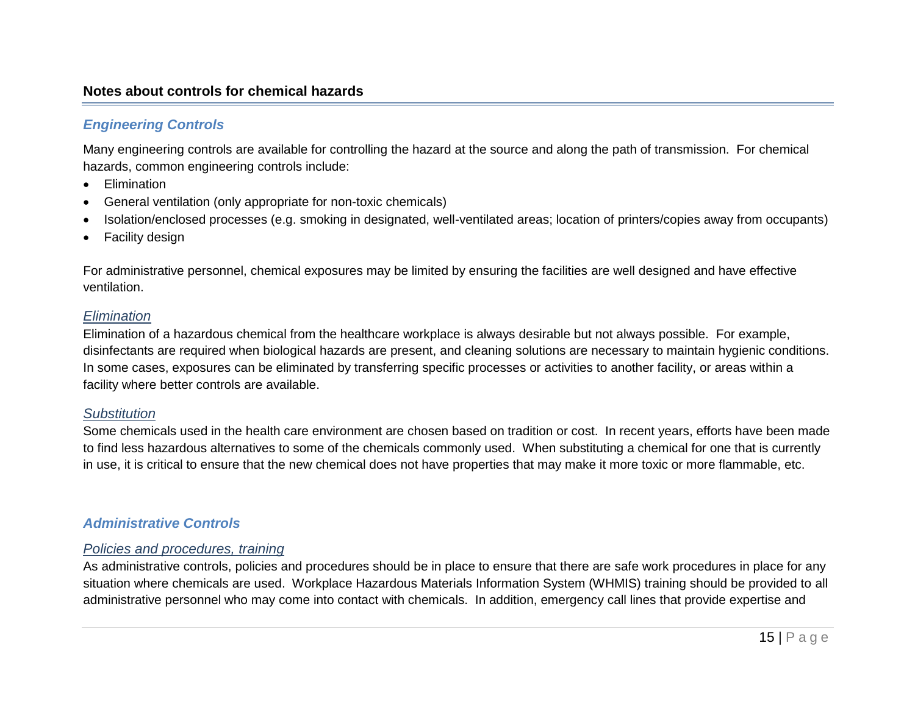## Notes about controls for chemical hazards

### *Engineering Controls*

Many engineering controls are available for controlling the hazard at the source and along the path of transmission. For chemical hazards, common engineering controls include:

- Elimination
- General ventilation (only appropriate for non-toxic chemicals)
- Isolation/enclosed processes (e.g. smoking in designated, well-ventilated areas; location of printers/copies away from occupants)
- Facility design

For administrative personnel, chemical exposures may be limited by ensuring the facilities are well designed and have effective ventilation.

#### *Elimination*

Elimination of a hazardous chemical from the healthcare workplace is always desirable but not always possible. For example, disinfectants are required when biological hazards are present, and cleaning solutions are necessary to maintain hygienic conditions. In some cases, exposures can be eliminated by transferring specific processes or activities to another facility, or areas within a facility where better controls are available.

#### *Substitution*

Some chemicals used in the health care environment are chosen based on tradition or cost. In recent years, efforts have been made to find less hazardous alternatives to some of the chemicals commonly used. When substituting a chemical for one that is currently in use, it is critical to ensure that the new chemical does not have properties that may make it more toxic or more flammable, etc.

### *Administrative Controls*

#### *Policies and procedures, training*

As administrative controls, policies and procedures should be in place to ensure that there are safe work procedures in place for any situation where chemicals are used. Workplace Hazardous Materials Information System (WHMIS) training should be provided to all administrative personnel who may come into contact with chemicals. In addition, emergency call lines that provide expertise and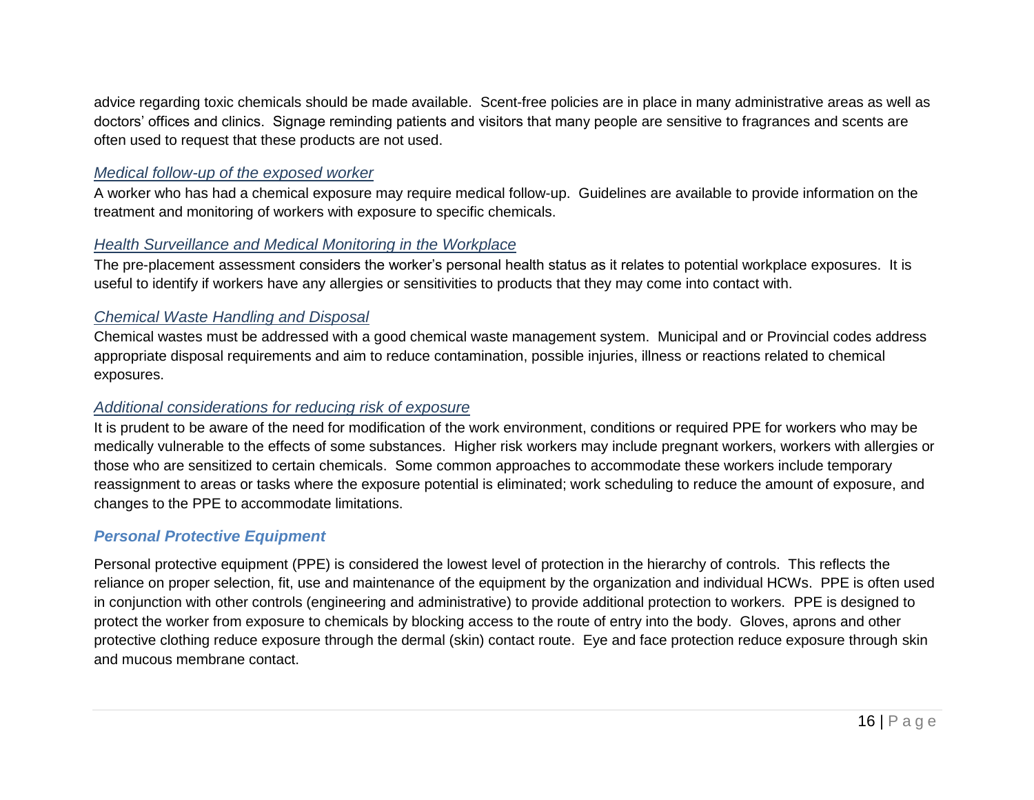advice regarding toxic chemicals should be made available.  Scent-free policies are in place in many administrative areas as well as doctors' offices and clinics.  Signage reminding patients and visitors that many people are sensitive to fragrances and scents are often used to request that these products are not used.

#### *Medical follow-up of the exposed worker*

A worker who has had a chemical exposure may require medical follow-up.  Guidelines are available to provide information on the treatment and monitoring of workers with exposure to specific chemicals.

#### *Health Surveillance and Medical Monitoring in the Workplace*

The pre-placement assessment considers the worker's personal health status as it relates to potential workplace exposures.  It is useful to identify if workers have any allergies or sensitivities to products that they may come into contact with.

#### *Chemical Waste Handling and Disposal*

Chemical wastes must be addressed with a good chemical waste management system.  Municipal and or Provincial codes address appropriate disposal requirements and aim to reduce contamination, possible injuries, illness or reactions related to chemical exposures.

#### *Additional considerations for reducing risk of exposure*

It is prudent to be aware of the need for modification of the work environment, conditions or required PPE for workers who may be medically vulnerable to the effects of some substances.  Higher risk workers may include pregnant workers, workers with allergies or those who are sensitized to certain chemicals.  Some common approaches to accommodate these workers include temporary reassignment to areas or tasks where the exposure potential is eliminated; work scheduling to reduce the amount of exposure, and changes to the PPE to accommodate limitations.

### ***Personal Protective Equipment***

Personal protective equipment (PPE) is considered the lowest level of protection in the hierarchy of controls.  This reflects the reliance on proper selection, fit, use and maintenance of the equipment by the organization and individual HCWs.  PPE is often used in conjunction with other controls (engineering and administrative) to provide additional protection to workers.  PPE is designed to protect the worker from exposure to chemicals by blocking access to the route of entry into the body.  Gloves, aprons and other protective clothing reduce exposure through the dermal (skin) contact route.  Eye and face protection reduce exposure through skin and mucous membrane contact.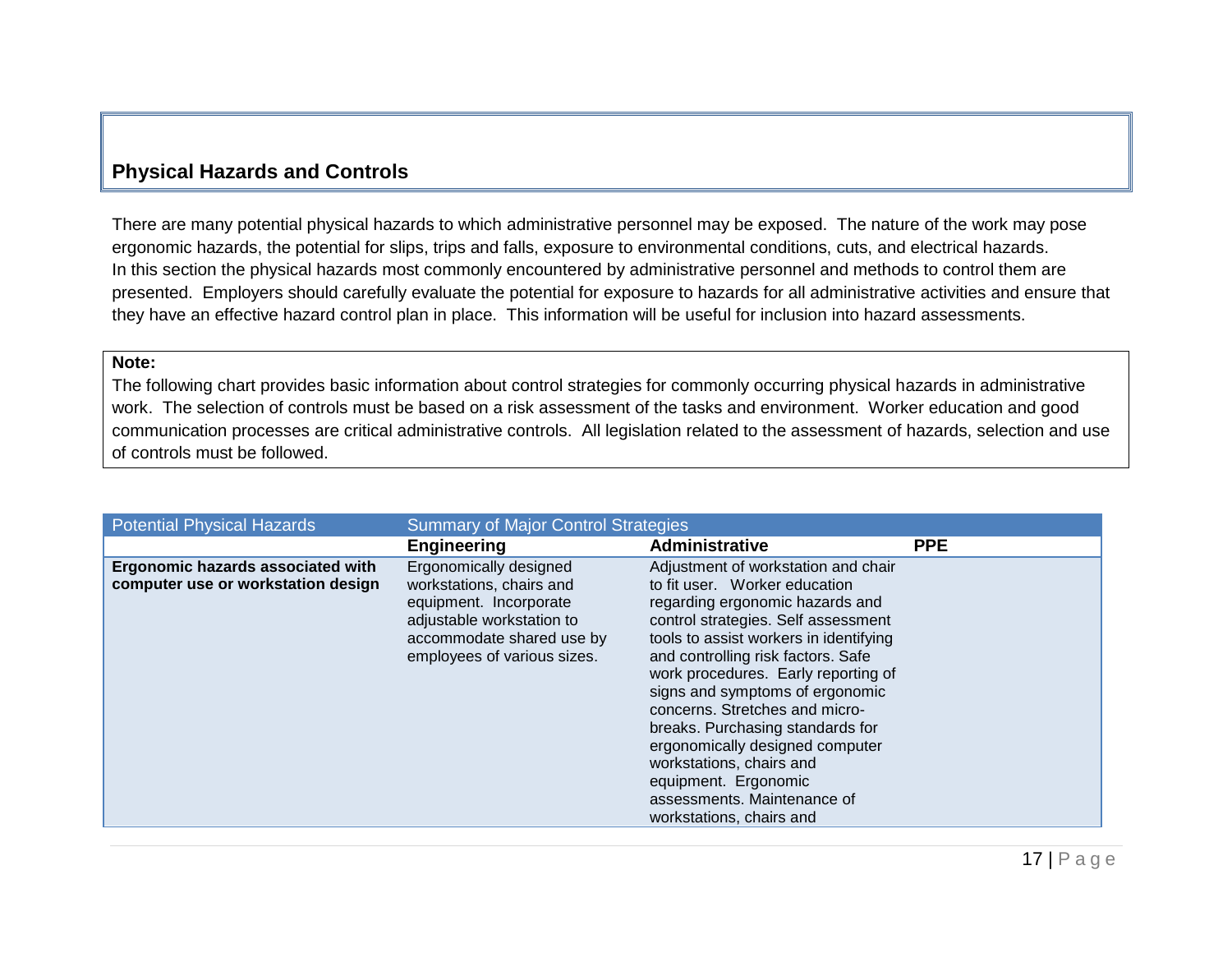## Physical Hazards and Controls

There are many potential physical hazards to which administrative personnel may be exposed. The nature of the work may pose ergonomic hazards, the potential for slips, trips and falls, exposure to environmental conditions, cuts, and electrical hazards. In this section the physical hazards most commonly encountered by administrative personnel and methods to control them are presented. Employers should carefully evaluate the potential for exposure to hazards for all administrative activities and ensure that they have an effective hazard control plan in place. This information will be useful for inclusion into hazard assessments.

**Note:**
The following chart provides basic information about control strategies for commonly occurring physical hazards in administrative work. The selection of controls must be based on a risk assessment of the tasks and environment. Worker education and good communication processes are critical administrative controls. All legislation related to the assessment of hazards, selection and use of controls must be followed.

| Potential Physical Hazards | Summary of Major Control Strategies | | |
|---|---|---|---|
| | **Engineering** | **Administrative** | **PPE** |
| **Ergonomic hazards associated with computer use or workstation design** | Ergonomically designed workstations, chairs and equipment. Incorporate adjustable workstation to accommodate shared use by employees of various sizes. | Adjustment of workstation and chair to fit user. Worker education regarding ergonomic hazards and control strategies. Self assessment tools to assist workers in identifying and controlling risk factors. Safe work procedures. Early reporting of signs and symptoms of ergonomic concerns. Stretches and micro-breaks. Purchasing standards for ergonomically designed computer workstations, chairs and equipment. Ergonomic assessments. Maintenance of workstations, chairs and | |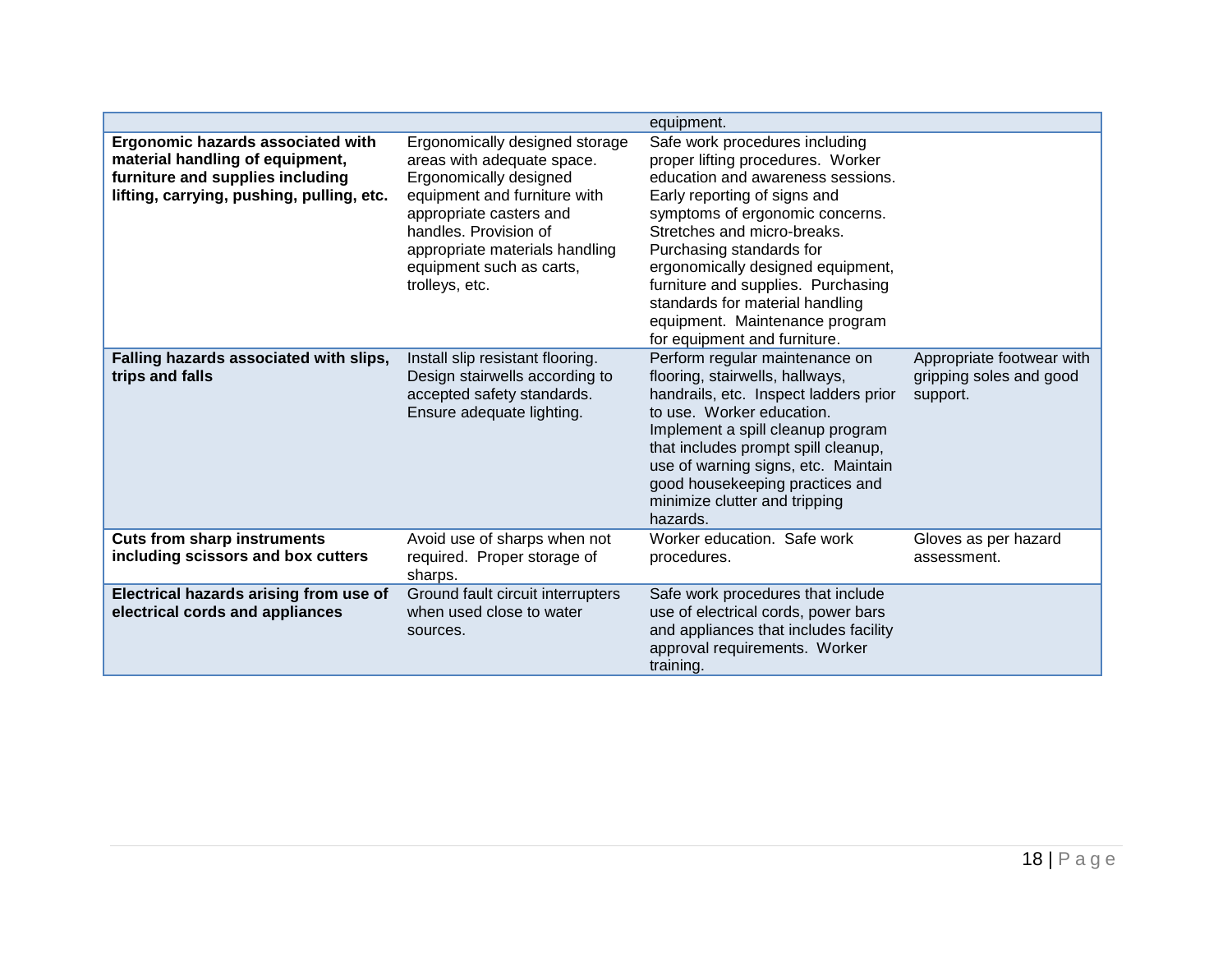| | | | |
|---|---|---|---|
| | | equipment. | |
| **Ergonomic hazards associated with material handling of equipment, furniture and supplies including lifting, carrying, pushing, pulling, etc.** | Ergonomically designed storage areas with adequate space. Ergonomically designed equipment and furniture with appropriate casters and handles. Provision of appropriate materials handling equipment such as carts, trolleys, etc. | Safe work procedures including proper lifting procedures. Worker education and awareness sessions. Early reporting of signs and symptoms of ergonomic concerns. Stretches and micro-breaks. Purchasing standards for ergonomically designed equipment, furniture and supplies. Purchasing standards for material handling equipment. Maintenance program for equipment and furniture. | |
| **Falling hazards associated with slips, trips and falls** | Install slip resistant flooring. Design stairwells according to accepted safety standards. Ensure adequate lighting. | Perform regular maintenance on flooring, stairwells, hallways, handrails, etc. Inspect ladders prior to use. Worker education. Implement a spill cleanup program that includes prompt spill cleanup, use of warning signs, etc. Maintain good housekeeping practices and minimize clutter and tripping hazards. | Appropriate footwear with gripping soles and good support. |
| **Cuts from sharp instruments including scissors and box cutters** | Avoid use of sharps when not required. Proper storage of sharps. | Worker education. Safe work procedures. | Gloves as per hazard assessment. |
| **Electrical hazards arising from use of electrical cords and appliances** | Ground fault circuit interrupters when used close to water sources. | Safe work procedures that include use of electrical cords, power bars and appliances that includes facility approval requirements. Worker training. | |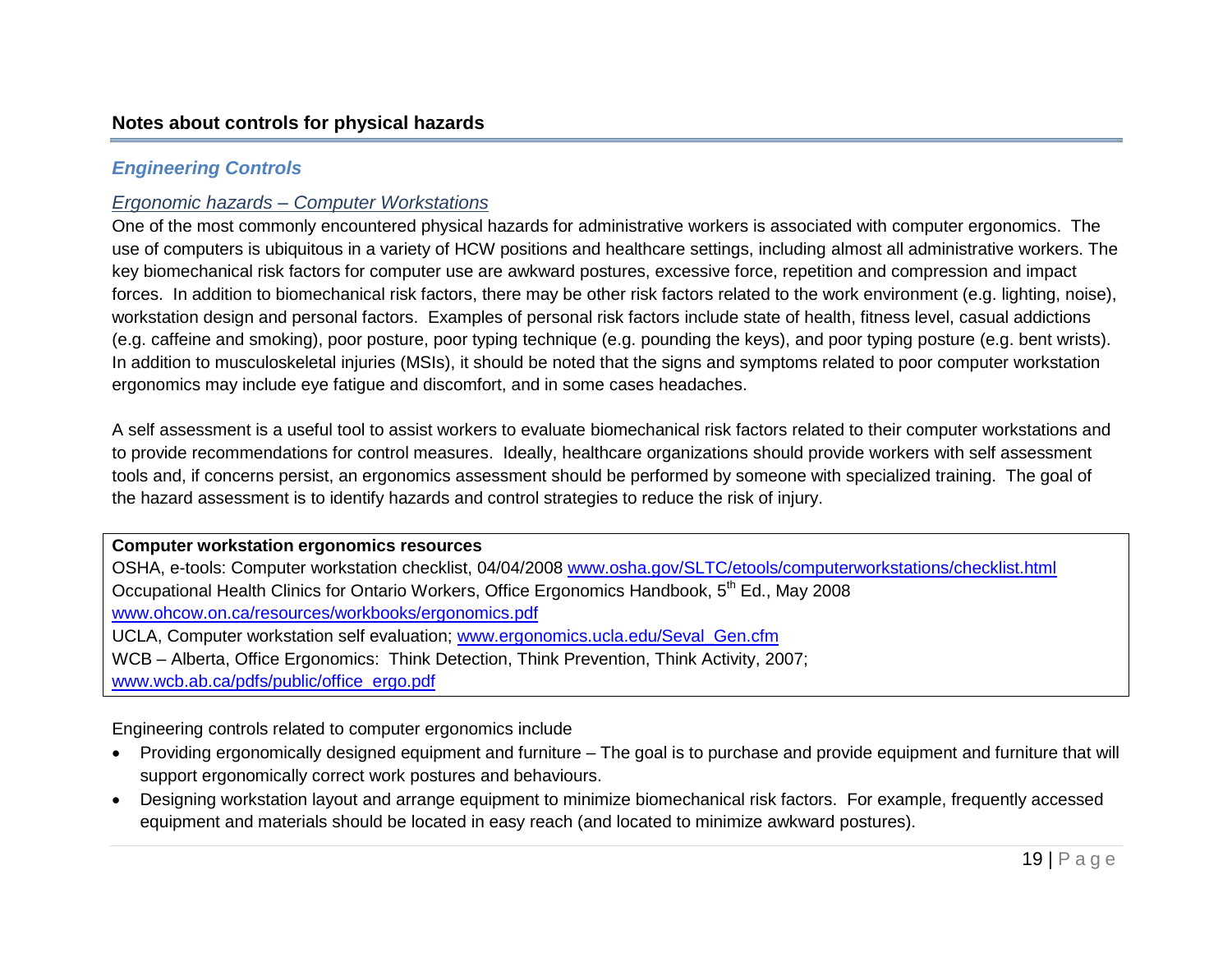## Notes about controls for physical hazards

### *Engineering Controls*

*Ergonomic hazards – Computer Workstations*

One of the most commonly encountered physical hazards for administrative workers is associated with computer ergonomics. The use of computers is ubiquitous in a variety of HCW positions and healthcare settings, including almost all administrative workers. The key biomechanical risk factors for computer use are awkward postures, excessive force, repetition and compression and impact forces. In addition to biomechanical risk factors, there may be other risk factors related to the work environment (e.g. lighting, noise), workstation design and personal factors. Examples of personal risk factors include state of health, fitness level, casual addictions (e.g. caffeine and smoking), poor posture, poor typing technique (e.g. pounding the keys), and poor typing posture (e.g. bent wrists). In addition to musculoskeletal injuries (MSIs), it should be noted that the signs and symptoms related to poor computer workstation ergonomics may include eye fatigue and discomfort, and in some cases headaches.

A self assessment is a useful tool to assist workers to evaluate biomechanical risk factors related to their computer workstations and to provide recommendations for control measures. Ideally, healthcare organizations should provide workers with self assessment tools and, if concerns persist, an ergonomics assessment should be performed by someone with specialized training. The goal of the hazard assessment is to identify hazards and control strategies to reduce the risk of injury.

**Computer workstation ergonomics resources**

OSHA, e-tools: Computer workstation checklist, 04/04/2008 www.osha.gov/SLTC/etools/computerworkstations/checklist.html

Occupational Health Clinics for Ontario Workers, Office Ergonomics Handbook, 5th Ed., May 2008 www.ohcow.on.ca/resources/workbooks/ergonomics.pdf

UCLA, Computer workstation self evaluation; www.ergonomics.ucla.edu/Seval_Gen.cfm

WCB – Alberta, Office Ergonomics: Think Detection, Think Prevention, Think Activity, 2007; www.wcb.ab.ca/pdfs/public/office_ergo.pdf

Engineering controls related to computer ergonomics include

- Providing ergonomically designed equipment and furniture – The goal is to purchase and provide equipment and furniture that will support ergonomically correct work postures and behaviours.
- Designing workstation layout and arrange equipment to minimize biomechanical risk factors. For example, frequently accessed equipment and materials should be located in easy reach (and located to minimize awkward postures).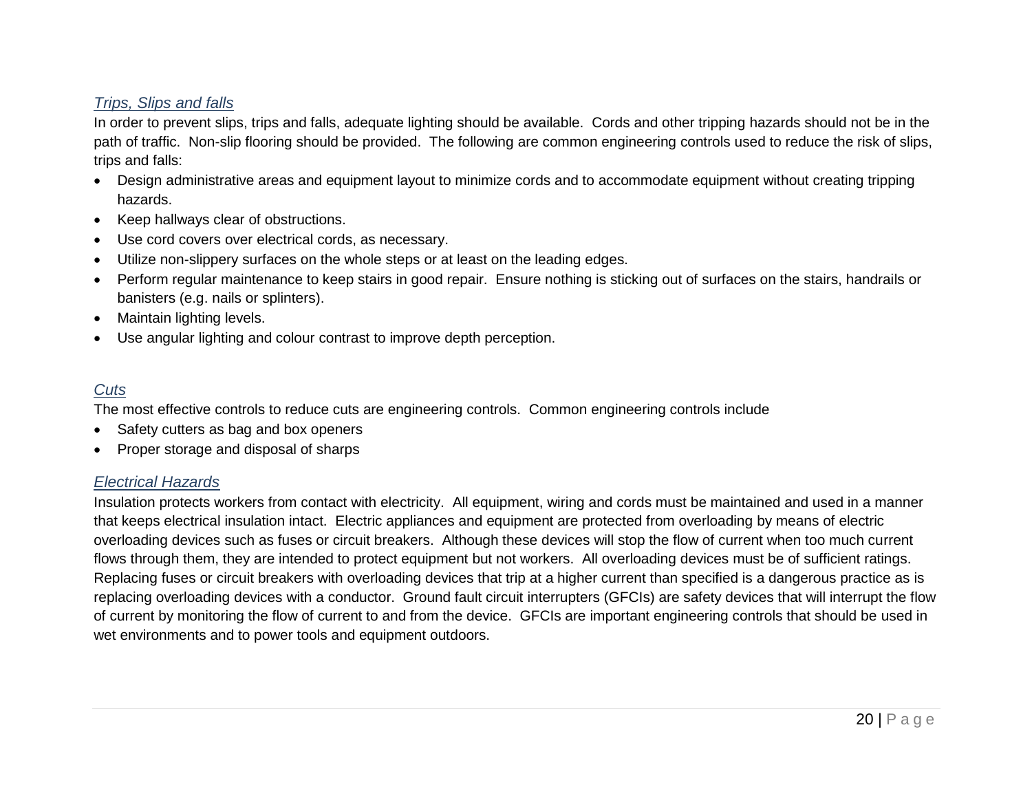### *Trips, Slips and falls*

In order to prevent slips, trips and falls, adequate lighting should be available. Cords and other tripping hazards should not be in the path of traffic. Non-slip flooring should be provided. The following are common engineering controls used to reduce the risk of slips, trips and falls:

- Design administrative areas and equipment layout to minimize cords and to accommodate equipment without creating tripping hazards.
- Keep hallways clear of obstructions.
- Use cord covers over electrical cords, as necessary.
- Utilize non-slippery surfaces on the whole steps or at least on the leading edges.
- Perform regular maintenance to keep stairs in good repair. Ensure nothing is sticking out of surfaces on the stairs, handrails or banisters (e.g. nails or splinters).
- Maintain lighting levels.
- Use angular lighting and colour contrast to improve depth perception.

### *Cuts*

The most effective controls to reduce cuts are engineering controls. Common engineering controls include

- Safety cutters as bag and box openers
- Proper storage and disposal of sharps

### *Electrical Hazards*

Insulation protects workers from contact with electricity. All equipment, wiring and cords must be maintained and used in a manner that keeps electrical insulation intact. Electric appliances and equipment are protected from overloading by means of electric overloading devices such as fuses or circuit breakers. Although these devices will stop the flow of current when too much current flows through them, they are intended to protect equipment but not workers. All overloading devices must be of sufficient ratings. Replacing fuses or circuit breakers with overloading devices that trip at a higher current than specified is a dangerous practice as is replacing overloading devices with a conductor. Ground fault circuit interrupters (GFCIs) are safety devices that will interrupt the flow of current by monitoring the flow of current to and from the device. GFCIs are important engineering controls that should be used in wet environments and to power tools and equipment outdoors.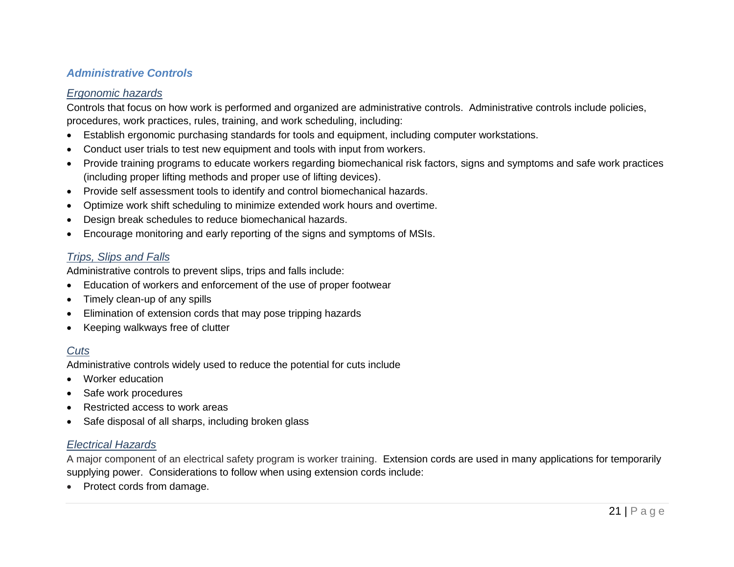## *Administrative Controls*

### *Ergonomic hazards*

Controls that focus on how work is performed and organized are administrative controls. Administrative controls include policies, procedures, work practices, rules, training, and work scheduling, including:

- Establish ergonomic purchasing standards for tools and equipment, including computer workstations.
- Conduct user trials to test new equipment and tools with input from workers.
- Provide training programs to educate workers regarding biomechanical risk factors, signs and symptoms and safe work practices (including proper lifting methods and proper use of lifting devices).
- Provide self assessment tools to identify and control biomechanical hazards.
- Optimize work shift scheduling to minimize extended work hours and overtime.
- Design break schedules to reduce biomechanical hazards.
- Encourage monitoring and early reporting of the signs and symptoms of MSIs.

### *Trips, Slips and Falls*

Administrative controls to prevent slips, trips and falls include:

- Education of workers and enforcement of the use of proper footwear
- Timely clean-up of any spills
- Elimination of extension cords that may pose tripping hazards
- Keeping walkways free of clutter

### *Cuts*

Administrative controls widely used to reduce the potential for cuts include

- Worker education
- Safe work procedures
- Restricted access to work areas
- Safe disposal of all sharps, including broken glass

### *Electrical Hazards*

A major component of an electrical safety program is worker training. Extension cords are used in many applications for temporarily supplying power. Considerations to follow when using extension cords include:

- Protect cords from damage.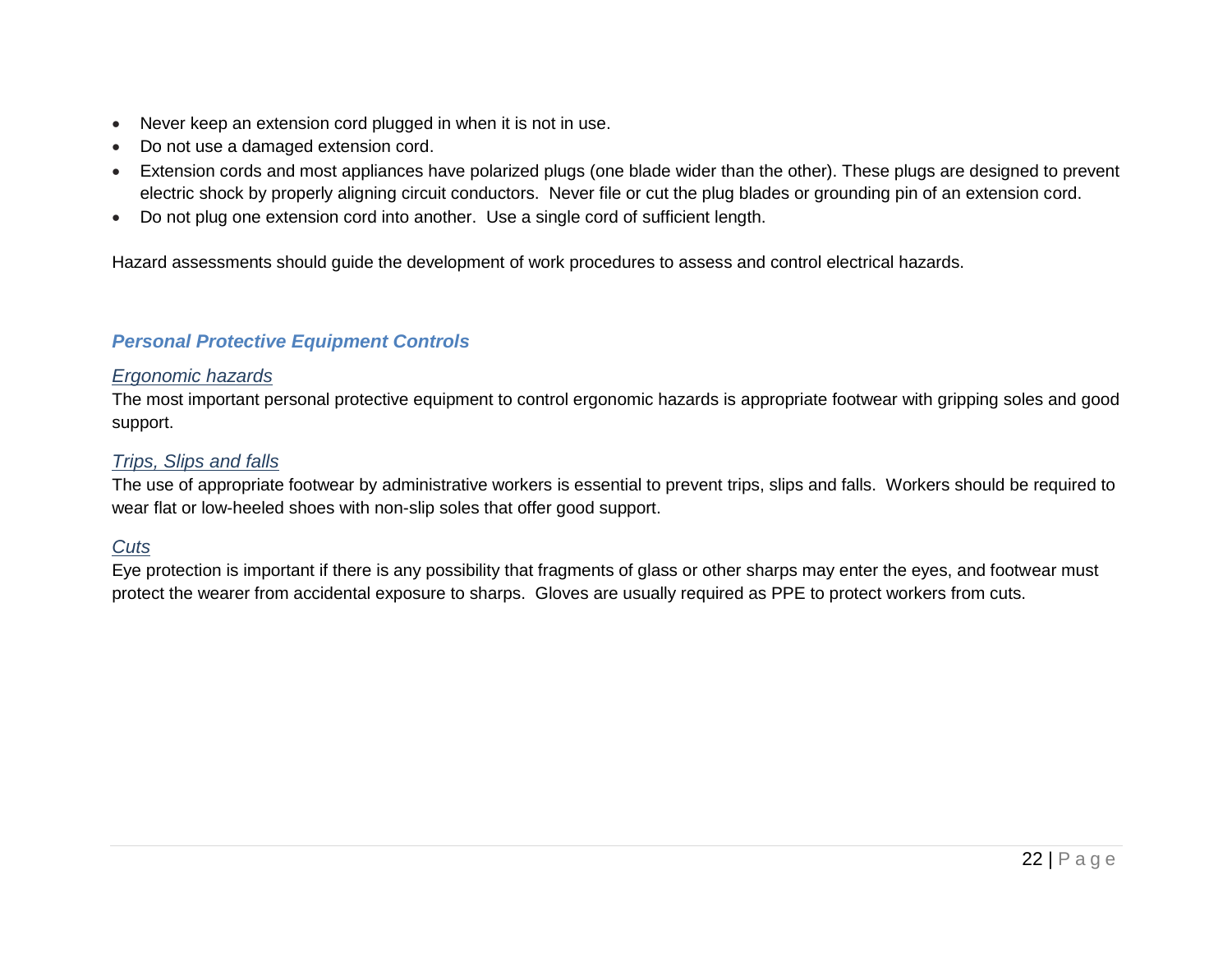- Never keep an extension cord plugged in when it is not in use.
- Do not use a damaged extension cord.
- Extension cords and most appliances have polarized plugs (one blade wider than the other). These plugs are designed to prevent electric shock by properly aligning circuit conductors. Never file or cut the plug blades or grounding pin of an extension cord.
- Do not plug one extension cord into another. Use a single cord of sufficient length.

Hazard assessments should guide the development of work procedures to assess and control electrical hazards.

### *Personal Protective Equipment Controls*

#### *Ergonomic hazards*

The most important personal protective equipment to control ergonomic hazards is appropriate footwear with gripping soles and good support.

#### *Trips, Slips and falls*

The use of appropriate footwear by administrative workers is essential to prevent trips, slips and falls. Workers should be required to wear flat or low-heeled shoes with non-slip soles that offer good support.

#### *Cuts*

Eye protection is important if there is any possibility that fragments of glass or other sharps may enter the eyes, and footwear must protect the wearer from accidental exposure to sharps. Gloves are usually required as PPE to protect workers from cuts.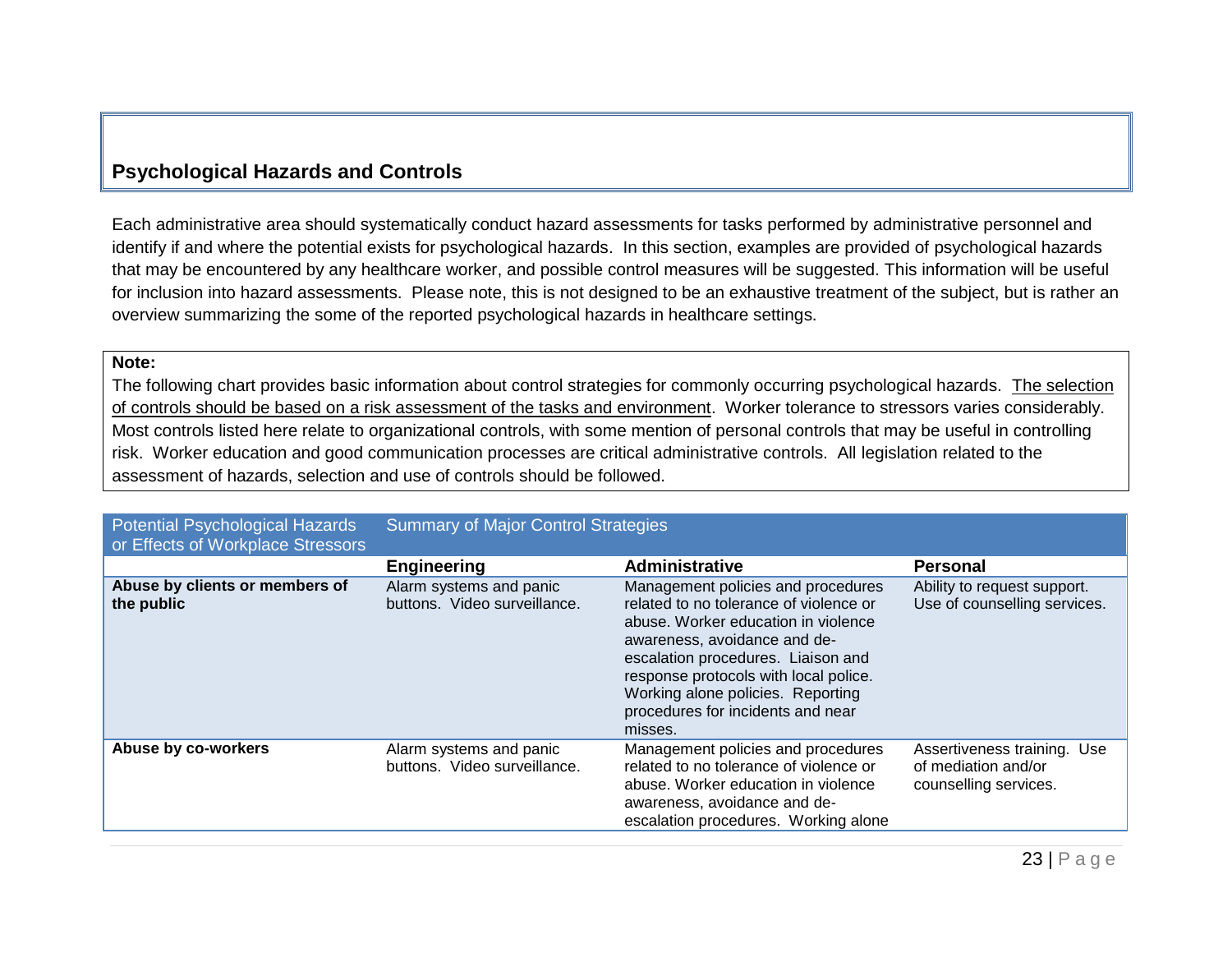## Psychological Hazards and Controls

Each administrative area should systematically conduct hazard assessments for tasks performed by administrative personnel and identify if and where the potential exists for psychological hazards. In this section, examples are provided of psychological hazards that may be encountered by any healthcare worker, and possible control measures will be suggested. This information will be useful for inclusion into hazard assessments. Please note, this is not designed to be an exhaustive treatment of the subject, but is rather an overview summarizing the some of the reported psychological hazards in healthcare settings.

**Note:**
The following chart provides basic information about control strategies for commonly occurring psychological hazards. The selection of controls should be based on a risk assessment of the tasks and environment. Worker tolerance to stressors varies considerably. Most controls listed here relate to organizational controls, with some mention of personal controls that may be useful in controlling risk. Worker education and good communication processes are critical administrative controls. All legislation related to the assessment of hazards, selection and use of controls should be followed.

| Potential Psychological Hazards or Effects of Workplace Stressors | Summary of Major Control Strategies | | |
|---|---|---|---|
| | **Engineering** | **Administrative** | **Personal** |
| **Abuse by clients or members of the public** | Alarm systems and panic buttons. Video surveillance. | Management policies and procedures related to no tolerance of violence or abuse. Worker education in violence awareness, avoidance and de-escalation procedures. Liaison and response protocols with local police. Working alone policies. Reporting procedures for incidents and near misses. | Ability to request support. Use of counselling services. |
| **Abuse by co-workers** | Alarm systems and panic buttons. Video surveillance. | Management policies and procedures related to no tolerance of violence or abuse. Worker education in violence awareness, avoidance and de-escalation procedures. Working alone | Assertiveness training. Use of mediation and/or counselling services. |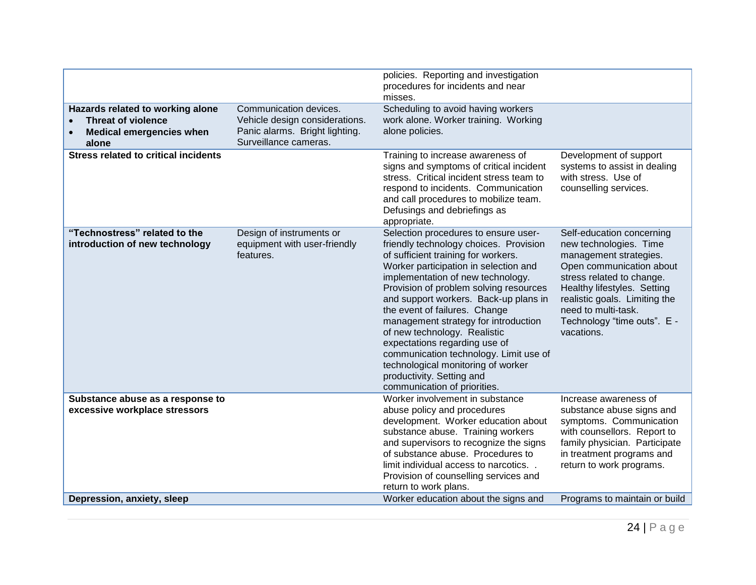| | | | |
|---|---|---|---|
| | | policies. Reporting and investigation procedures for incidents and near misses. | |
| **Hazards related to working alone**<br>• **Threat of violence**<br>• **Medical emergencies when alone** | Communication devices. Vehicle design considerations. Panic alarms. Bright lighting. Surveillance cameras. | Scheduling to avoid having workers work alone. Worker training. Working alone policies. | |
| **Stress related to critical incidents** | | Training to increase awareness of signs and symptoms of critical incident stress. Critical incident stress team to respond to incidents. Communication and call procedures to mobilize team. Defusings and debriefings as appropriate. | Development of support systems to assist in dealing with stress. Use of counselling services. |
| **"Technostress" related to the introduction of new technology** | Design of instruments or equipment with user-friendly features. | Selection procedures to ensure user-friendly technology choices. Provision of sufficient training for workers. Worker participation in selection and implementation of new technology. Provision of problem solving resources and support workers. Back-up plans in the event of failures. Change management strategy for introduction of new technology. Realistic expectations regarding use of communication technology. Limit use of technological monitoring of worker productivity. Setting and communication of priorities. | Self-education concerning new technologies. Time management strategies. Open communication about stress related to change. Healthy lifestyles. Setting realistic goals. Limiting the need to multi-task. Technology "time outs". E - vacations. |
| **Substance abuse as a response to excessive workplace stressors** | | Worker involvement in substance abuse policy and procedures development. Worker education about substance abuse. Training workers and supervisors to recognize the signs of substance abuse. Procedures to limit individual access to narcotics. . Provision of counselling services and return to work plans. | Increase awareness of substance abuse signs and symptoms. Communication with counsellors. Report to family physician. Participate in treatment programs and return to work programs. |
| **Depression, anxiety, sleep** | | Worker education about the signs and | Programs to maintain or build |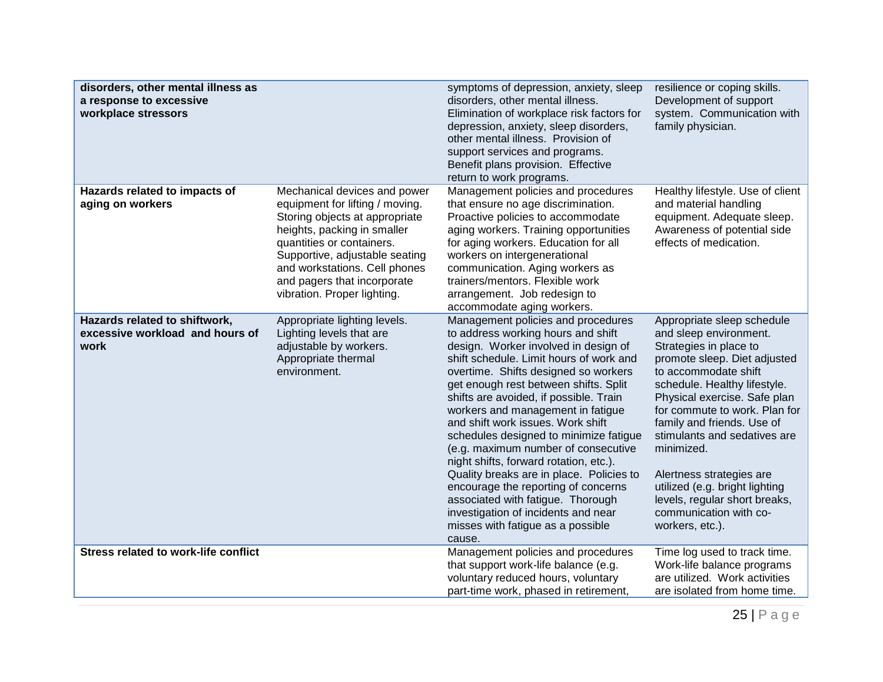| | | | |
|---|---|---|---|
| **disorders, other mental illness as a response to excessive workplace stressors** | | symptoms of depression, anxiety, sleep disorders, other mental illness. Elimination of workplace risk factors for depression, anxiety, sleep disorders, other mental illness. Provision of support services and programs. Benefit plans provision. Effective return to work programs. | resilience or coping skills. Development of support system. Communication with family physician. |
| **Hazards related to impacts of aging on workers** | Mechanical devices and power equipment for lifting / moving. Storing objects at appropriate heights, packing in smaller quantities or containers. Supportive, adjustable seating and workstations. Cell phones and pagers that incorporate vibration. Proper lighting. | Management policies and procedures that ensure no age discrimination. Proactive policies to accommodate aging workers. Training opportunities for aging workers. Education for all workers on intergenerational communication. Aging workers as trainers/mentors. Flexible work arrangement. Job redesign to accommodate aging workers. | Healthy lifestyle. Use of client and material handling equipment. Adequate sleep. Awareness of potential side effects of medication. |
| **Hazards related to shiftwork, excessive workload and hours of work** | Appropriate lighting levels. Lighting levels that are adjustable by workers. Appropriate thermal environment. | Management policies and procedures to address working hours and shift design. Worker involved in design of shift schedule. Limit hours of work and overtime. Shifts designed so workers get enough rest between shifts. Split shifts are avoided, if possible. Train workers and management in fatigue and shift work issues. Work shift schedules designed to minimize fatigue (e.g. maximum number of consecutive night shifts, forward rotation, etc.). Quality breaks are in place. Policies to encourage the reporting of concerns associated with fatigue. Thorough investigation of incidents and near misses with fatigue as a possible cause. | Appropriate sleep schedule and sleep environment. Strategies in place to promote sleep. Diet adjusted to accommodate shift schedule. Healthy lifestyle. Physical exercise. Safe plan for commute to work. Plan for family and friends. Use of stimulants and sedatives are minimized.<br><br>Alertness strategies are utilized (e.g. bright lighting levels, regular short breaks, communication with co-workers, etc.). |
| **Stress related to work-life conflict** | | Management policies and procedures that support work-life balance (e.g. voluntary reduced hours, voluntary part-time work, phased in retirement, | Time log used to track time. Work-life balance programs are utilized. Work activities are isolated from home time. |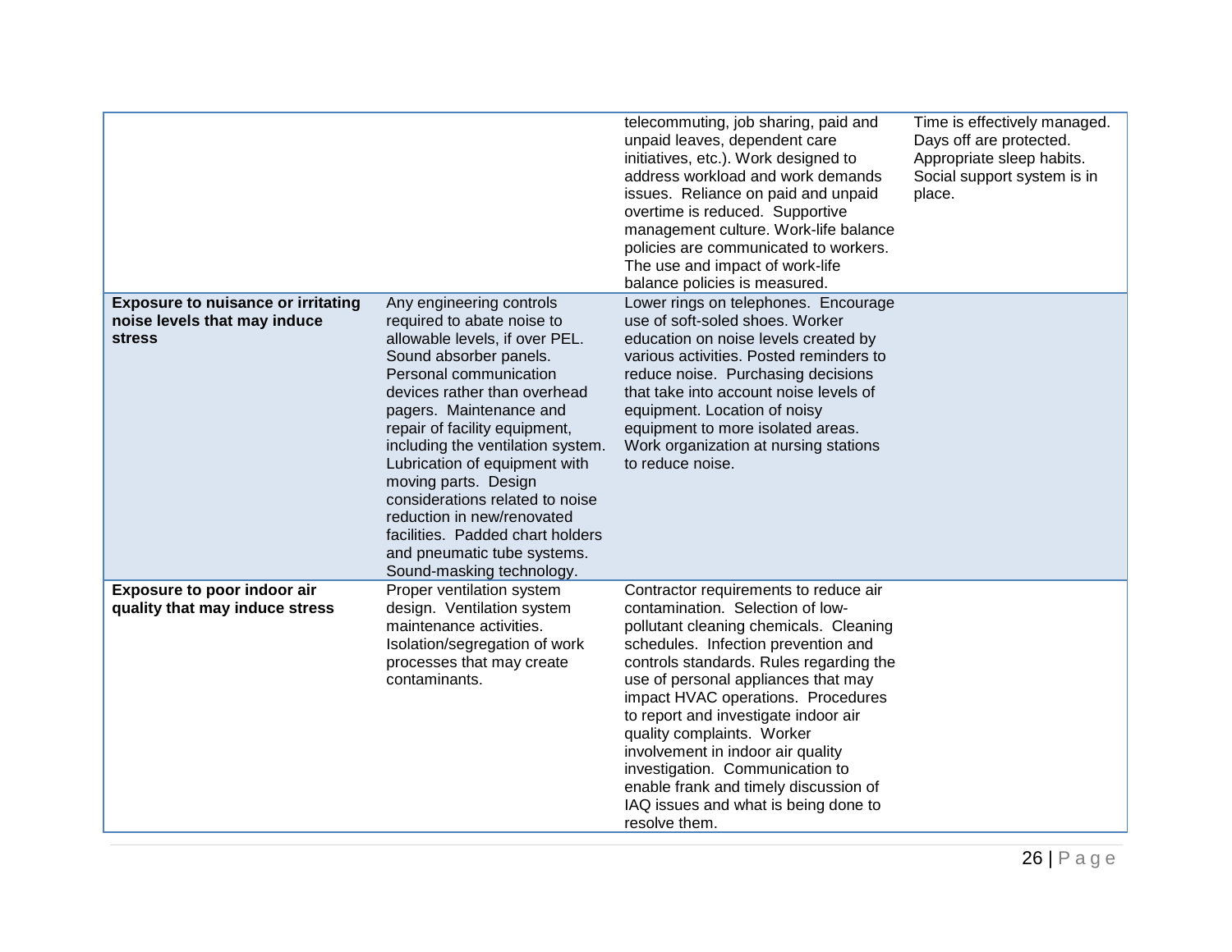| | | | |
|---|---|---|---|
| | | telecommuting, job sharing, paid and unpaid leaves, dependent care initiatives, etc.). Work designed to address workload and work demands issues. Reliance on paid and unpaid overtime is reduced. Supportive management culture. Work-life balance policies are communicated to workers. The use and impact of work-life balance policies is measured. | Time is effectively managed. Days off are protected. Appropriate sleep habits. Social support system is in place. |
| **Exposure to nuisance or irritating noise levels that may induce stress** | Any engineering controls required to abate noise to allowable levels, if over PEL. Sound absorber panels. Personal communication devices rather than overhead pagers. Maintenance and repair of facility equipment, including the ventilation system. Lubrication of equipment with moving parts. Design considerations related to noise reduction in new/renovated facilities. Padded chart holders and pneumatic tube systems. Sound-masking technology. | Lower rings on telephones. Encourage use of soft-soled shoes. Worker education on noise levels created by various activities. Posted reminders to reduce noise. Purchasing decisions that take into account noise levels of equipment. Location of noisy equipment to more isolated areas. Work organization at nursing stations to reduce noise. | |
| **Exposure to poor indoor air quality that may induce stress** | Proper ventilation system design. Ventilation system maintenance activities. Isolation/segregation of work processes that may create contaminants. | Contractor requirements to reduce air contamination. Selection of low-pollutant cleaning chemicals. Cleaning schedules. Infection prevention and controls standards. Rules regarding the use of personal appliances that may impact HVAC operations. Procedures to report and investigate indoor air quality complaints. Worker involvement in indoor air quality investigation. Communication to enable frank and timely discussion of IAQ issues and what is being done to resolve them. | |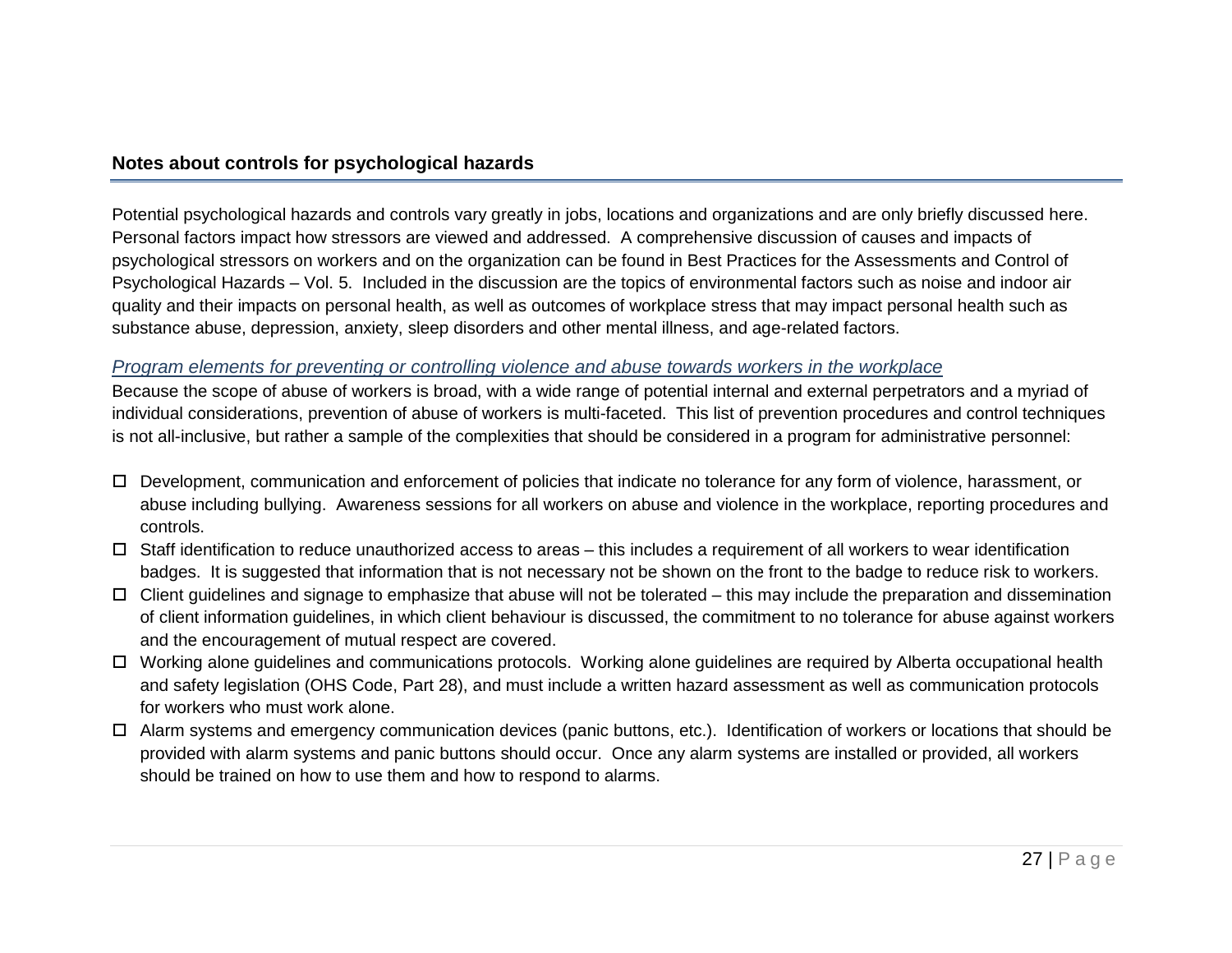## Notes about controls for psychological hazards

Potential psychological hazards and controls vary greatly in jobs, locations and organizations and are only briefly discussed here. Personal factors impact how stressors are viewed and addressed. A comprehensive discussion of causes and impacts of psychological stressors on workers and on the organization can be found in Best Practices for the Assessments and Control of Psychological Hazards – Vol. 5. Included in the discussion are the topics of environmental factors such as noise and indoor air quality and their impacts on personal health, as well as outcomes of workplace stress that may impact personal health such as substance abuse, depression, anxiety, sleep disorders and other mental illness, and age-related factors.

### *Program elements for preventing or controlling violence and abuse towards workers in the workplace*

Because the scope of abuse of workers is broad, with a wide range of potential internal and external perpetrators and a myriad of individual considerations, prevention of abuse of workers is multi-faceted. This list of prevention procedures and control techniques is not all-inclusive, but rather a sample of the complexities that should be considered in a program for administrative personnel:

- ☐ Development, communication and enforcement of policies that indicate no tolerance for any form of violence, harassment, or abuse including bullying. Awareness sessions for all workers on abuse and violence in the workplace, reporting procedures and controls.
- ☐ Staff identification to reduce unauthorized access to areas – this includes a requirement of all workers to wear identification badges. It is suggested that information that is not necessary not be shown on the front to the badge to reduce risk to workers.
- ☐ Client guidelines and signage to emphasize that abuse will not be tolerated – this may include the preparation and dissemination of client information guidelines, in which client behaviour is discussed, the commitment to no tolerance for abuse against workers and the encouragement of mutual respect are covered.
- ☐ Working alone guidelines and communications protocols. Working alone guidelines are required by Alberta occupational health and safety legislation (OHS Code, Part 28), and must include a written hazard assessment as well as communication protocols for workers who must work alone.
- ☐ Alarm systems and emergency communication devices (panic buttons, etc.). Identification of workers or locations that should be provided with alarm systems and panic buttons should occur. Once any alarm systems are installed or provided, all workers should be trained on how to use them and how to respond to alarms.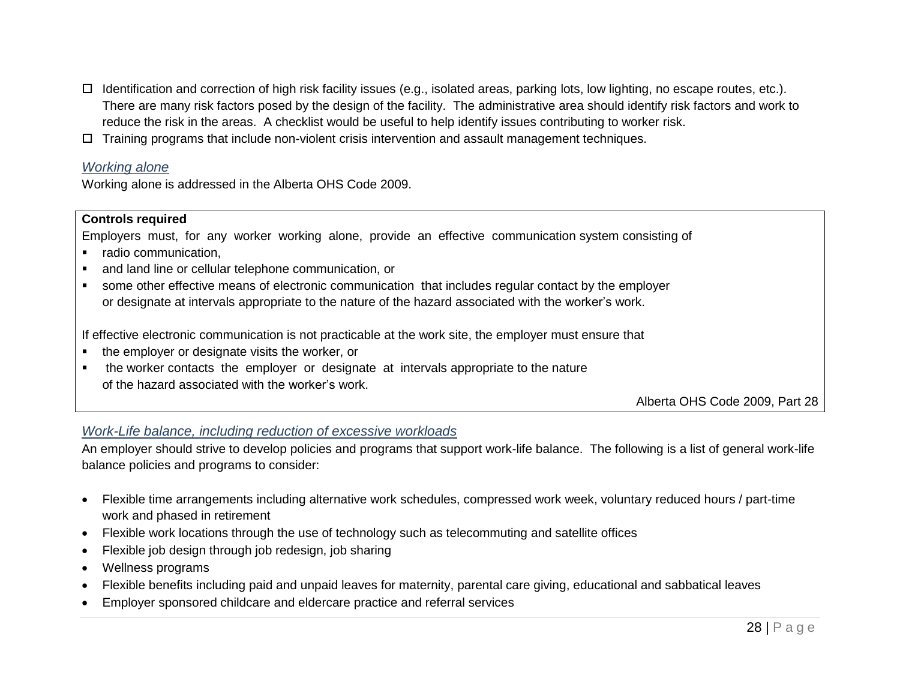- ☐ Identification and correction of high risk facility issues (e.g., isolated areas, parking lots, low lighting, no escape routes, etc.). There are many risk factors posed by the design of the facility. The administrative area should identify risk factors and work to reduce the risk in the areas. A checklist would be useful to help identify issues contributing to worker risk.
- ☐ Training programs that include non-violent crisis intervention and assault management techniques.

### *Working alone*

Working alone is addressed in the Alberta OHS Code 2009.

> **Controls required**
>
> Employers must, for any worker working alone, provide an effective communication system consisting of
>
> - radio communication,
> - and land line or cellular telephone communication, or
> - some other effective means of electronic communication that includes regular contact by the employer or designate at intervals appropriate to the nature of the hazard associated with the worker's work.
>
> If effective electronic communication is not practicable at the work site, the employer must ensure that
>
> - the employer or designate visits the worker, or
> - the worker contacts the employer or designate at intervals appropriate to the nature of the hazard associated with the worker's work.
>
> Alberta OHS Code 2009, Part 28

### *Work-Life balance, including reduction of excessive workloads*

An employer should strive to develop policies and programs that support work-life balance. The following is a list of general work-life balance policies and programs to consider:

- Flexible time arrangements including alternative work schedules, compressed work week, voluntary reduced hours / part-time work and phased in retirement
- Flexible work locations through the use of technology such as telecommuting and satellite offices
- Flexible job design through job redesign, job sharing
- Wellness programs
- Flexible benefits including paid and unpaid leaves for maternity, parental care giving, educational and sabbatical leaves
- Employer sponsored childcare and eldercare practice and referral services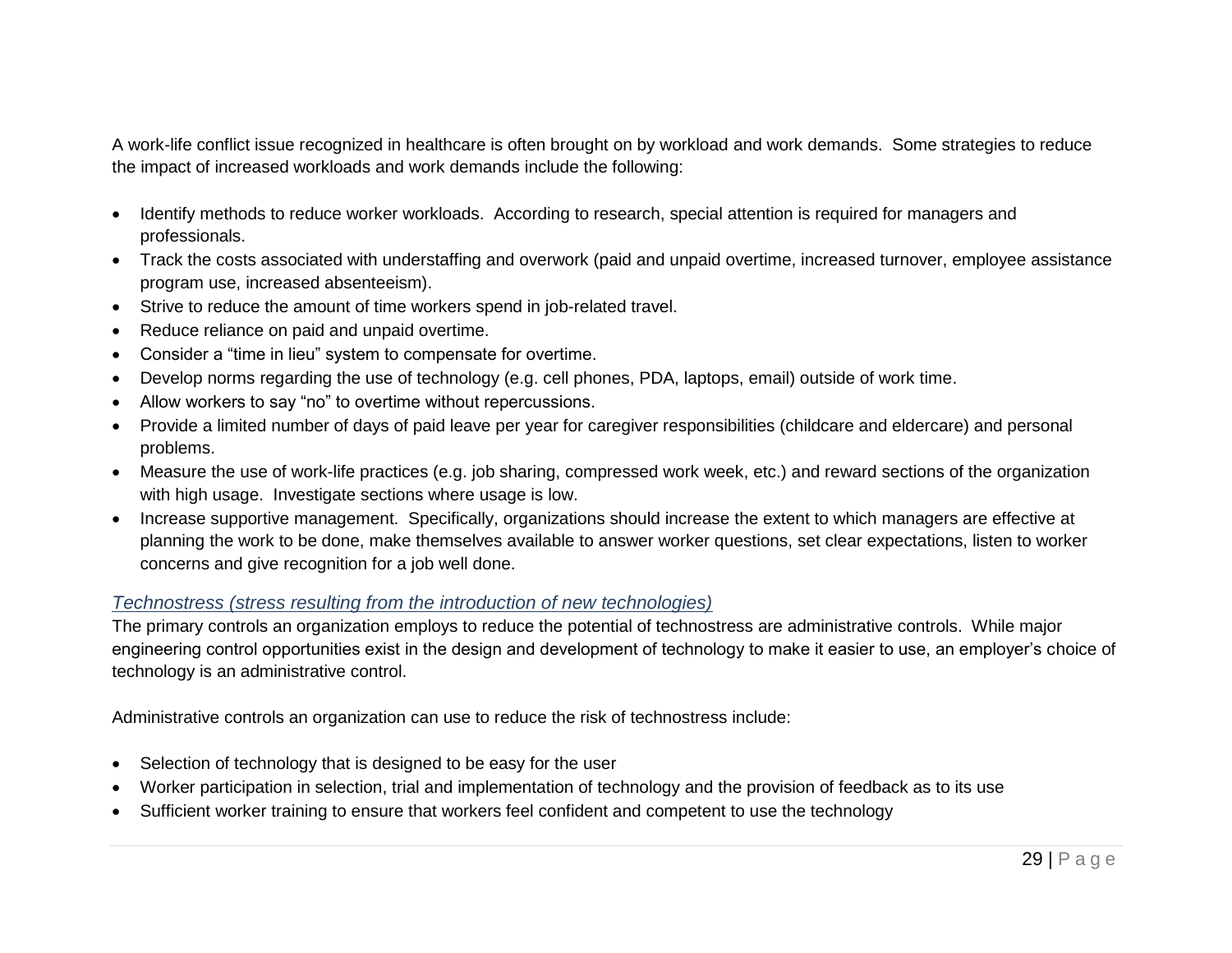A work-life conflict issue recognized in healthcare is often brought on by workload and work demands. Some strategies to reduce the impact of increased workloads and work demands include the following:

- Identify methods to reduce worker workloads. According to research, special attention is required for managers and professionals.
- Track the costs associated with understaffing and overwork (paid and unpaid overtime, increased turnover, employee assistance program use, increased absenteeism).
- Strive to reduce the amount of time workers spend in job-related travel.
- Reduce reliance on paid and unpaid overtime.
- Consider a "time in lieu" system to compensate for overtime.
- Develop norms regarding the use of technology (e.g. cell phones, PDA, laptops, email) outside of work time.
- Allow workers to say "no" to overtime without repercussions.
- Provide a limited number of days of paid leave per year for caregiver responsibilities (childcare and eldercare) and personal problems.
- Measure the use of work-life practices (e.g. job sharing, compressed work week, etc.) and reward sections of the organization with high usage. Investigate sections where usage is low.
- Increase supportive management. Specifically, organizations should increase the extent to which managers are effective at planning the work to be done, make themselves available to answer worker questions, set clear expectations, listen to worker concerns and give recognition for a job well done.

### *Technostress (stress resulting from the introduction of new technologies)*

The primary controls an organization employs to reduce the potential of technostress are administrative controls. While major engineering control opportunities exist in the design and development of technology to make it easier to use, an employer's choice of technology is an administrative control.

Administrative controls an organization can use to reduce the risk of technostress include:

- Selection of technology that is designed to be easy for the user
- Worker participation in selection, trial and implementation of technology and the provision of feedback as to its use
- Sufficient worker training to ensure that workers feel confident and competent to use the technology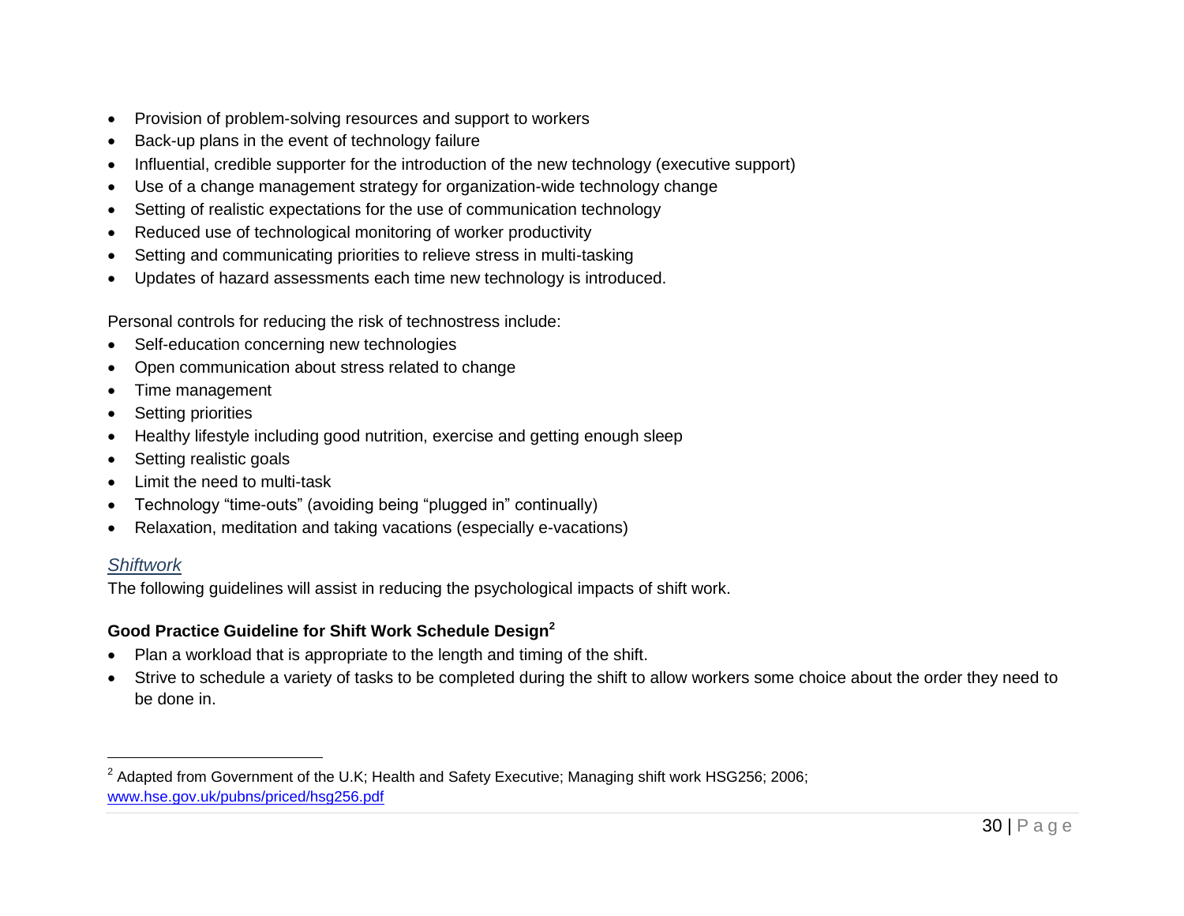- Provision of problem-solving resources and support to workers
- Back-up plans in the event of technology failure
- Influential, credible supporter for the introduction of the new technology (executive support)
- Use of a change management strategy for organization-wide technology change
- Setting of realistic expectations for the use of communication technology
- Reduced use of technological monitoring of worker productivity
- Setting and communicating priorities to relieve stress in multi-tasking
- Updates of hazard assessments each time new technology is introduced.

Personal controls for reducing the risk of technostress include:

- Self-education concerning new technologies
- Open communication about stress related to change
- Time management
- Setting priorities
- Healthy lifestyle including good nutrition, exercise and getting enough sleep
- Setting realistic goals
- Limit the need to multi-task
- Technology "time-outs" (avoiding being "plugged in" continually)
- Relaxation, meditation and taking vacations (especially e-vacations)

### *Shiftwork*

The following guidelines will assist in reducing the psychological impacts of shift work.

**Good Practice Guideline for Shift Work Schedule Design[2]**

- Plan a workload that is appropriate to the length and timing of the shift.
- Strive to schedule a variety of tasks to be completed during the shift to allow workers some choice about the order they need to be done in.

---

[2] Adapted from Government of the U.K; Health and Safety Executive; Managing shift work HSG256; 2006; www.hse.gov.uk/pubns/priced/hsg256.pdf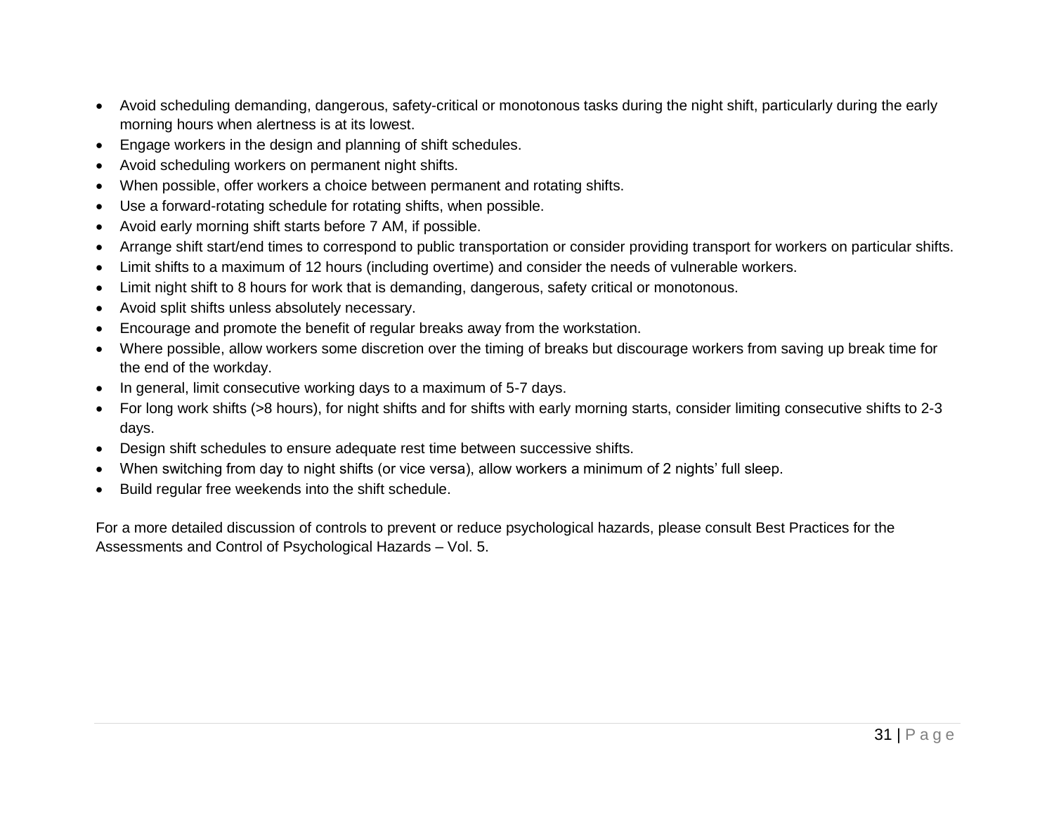- Avoid scheduling demanding, dangerous, safety-critical or monotonous tasks during the night shift, particularly during the early morning hours when alertness is at its lowest.
- Engage workers in the design and planning of shift schedules.
- Avoid scheduling workers on permanent night shifts.
- When possible, offer workers a choice between permanent and rotating shifts.
- Use a forward-rotating schedule for rotating shifts, when possible.
- Avoid early morning shift starts before 7 AM, if possible.
- Arrange shift start/end times to correspond to public transportation or consider providing transport for workers on particular shifts.
- Limit shifts to a maximum of 12 hours (including overtime) and consider the needs of vulnerable workers.
- Limit night shift to 8 hours for work that is demanding, dangerous, safety critical or monotonous.
- Avoid split shifts unless absolutely necessary.
- Encourage and promote the benefit of regular breaks away from the workstation.
- Where possible, allow workers some discretion over the timing of breaks but discourage workers from saving up break time for the end of the workday.
- In general, limit consecutive working days to a maximum of 5-7 days.
- For long work shifts (>8 hours), for night shifts and for shifts with early morning starts, consider limiting consecutive shifts to 2-3 days.
- Design shift schedules to ensure adequate rest time between successive shifts.
- When switching from day to night shifts (or vice versa), allow workers a minimum of 2 nights' full sleep.
- Build regular free weekends into the shift schedule.

For a more detailed discussion of controls to prevent or reduce psychological hazards, please consult Best Practices for the Assessments and Control of Psychological Hazards – Vol. 5.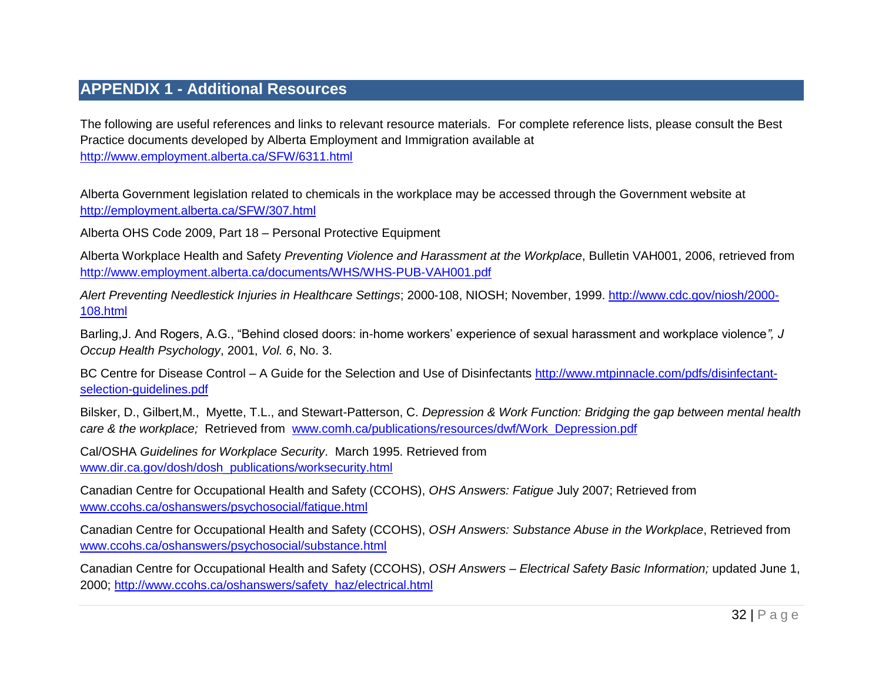## APPENDIX 1 - Additional Resources

The following are useful references and links to relevant resource materials. For complete reference lists, please consult the Best Practice documents developed by Alberta Employment and Immigration available at http://www.employment.alberta.ca/SFW/6311.html

Alberta Government legislation related to chemicals in the workplace may be accessed through the Government website at http://employment.alberta.ca/SFW/307.html

Alberta OHS Code 2009, Part 18 – Personal Protective Equipment

Alberta Workplace Health and Safety *Preventing Violence and Harassment at the Workplace*, Bulletin VAH001, 2006, retrieved from http://www.employment.alberta.ca/documents/WHS/WHS-PUB-VAH001.pdf

*Alert Preventing Needlestick Injuries in Healthcare Settings*; 2000-108, NIOSH; November, 1999. http://www.cdc.gov/niosh/2000-108.html

Barling,J. And Rogers, A.G., "Behind closed doors: in-home workers' experience of sexual harassment and workplace violence*", J Occup Health Psychology*, 2001, *Vol. 6*, No. 3.

BC Centre for Disease Control – A Guide for the Selection and Use of Disinfectants http://www.mtpinnacle.com/pdfs/disinfectant-selection-guidelines.pdf

Bilsker, D., Gilbert,M., Myette, T.L., and Stewart-Patterson, C. *Depression & Work Function: Bridging the gap between mental health care & the workplace;* Retrieved from www.comh.ca/publications/resources/dwf/Work_Depression.pdf

Cal/OSHA *Guidelines for Workplace Security*. March 1995. Retrieved from www.dir.ca.gov/dosh/dosh_publications/worksecurity.html

Canadian Centre for Occupational Health and Safety (CCOHS), *OHS Answers: Fatigue* July 2007; Retrieved from www.ccohs.ca/oshanswers/psychosocial/fatigue.html

Canadian Centre for Occupational Health and Safety (CCOHS), *OSH Answers: Substance Abuse in the Workplace*, Retrieved from www.ccohs.ca/oshanswers/psychosocial/substance.html

Canadian Centre for Occupational Health and Safety (CCOHS), *OSH Answers – Electrical Safety Basic Information;* updated June 1, 2000; http://www.ccohs.ca/oshanswers/safety_haz/electrical.html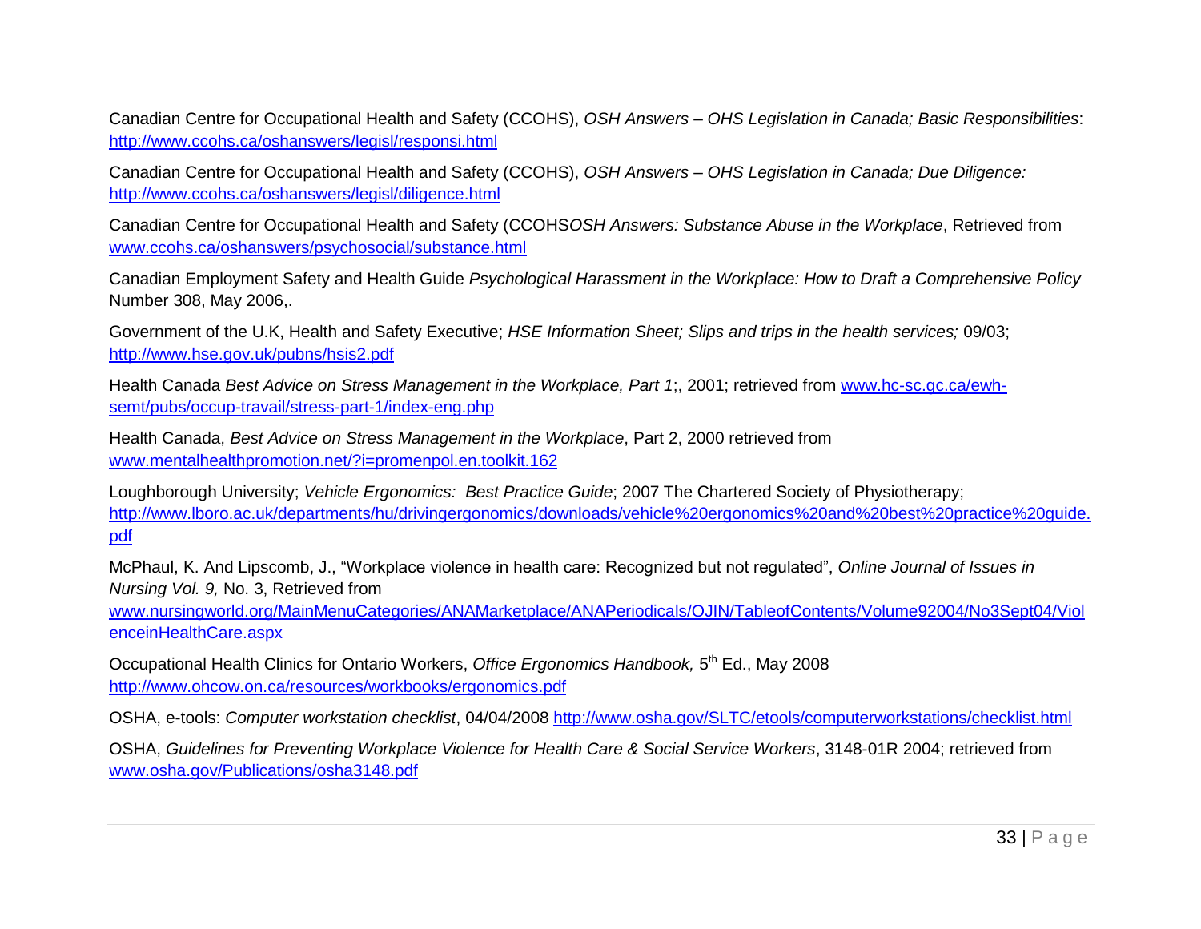Canadian Centre for Occupational Health and Safety (CCOHS), *OSH Answers – OHS Legislation in Canada; Basic Responsibilities*: http://www.ccohs.ca/oshanswers/legisl/responsi.html

Canadian Centre for Occupational Health and Safety (CCOHS), *OSH Answers – OHS Legislation in Canada; Due Diligence:* http://www.ccohs.ca/oshanswers/legisl/diligence.html

Canadian Centre for Occupational Health and Safety (CCOHS*OSH Answers: Substance Abuse in the Workplace*, Retrieved from www.ccohs.ca/oshanswers/psychosocial/substance.html

Canadian Employment Safety and Health Guide *Psychological Harassment in the Workplace: How to Draft a Comprehensive Policy* Number 308, May 2006,.

Government of the U.K, Health and Safety Executive; *HSE Information Sheet; Slips and trips in the health services;* 09/03; http://www.hse.gov.uk/pubns/hsis2.pdf

Health Canada *Best Advice on Stress Management in the Workplace, Part 1*;, 2001; retrieved from www.hc-sc.gc.ca/ewh-semt/pubs/occup-travail/stress-part-1/index-eng.php

Health Canada, *Best Advice on Stress Management in the Workplace*, Part 2, 2000 retrieved from www.mentalhealthpromotion.net/?i=promenpol.en.toolkit.162

Loughborough University; *Vehicle Ergonomics: Best Practice Guide*; 2007 The Chartered Society of Physiotherapy; http://www.lboro.ac.uk/departments/hu/drivingergonomics/downloads/vehicle%20ergonomics%20and%20best%20practice%20guide.pdf

McPhaul, K. And Lipscomb, J., "Workplace violence in health care: Recognized but not regulated", *Online Journal of Issues in Nursing Vol. 9,* No. 3, Retrieved from www.nursingworld.org/MainMenuCategories/ANAMarketplace/ANAPeriodicals/OJIN/TableofContents/Volume92004/No3Sept04/ViolenceinHealthCare.aspx

Occupational Health Clinics for Ontario Workers, *Office Ergonomics Handbook,* 5th Ed., May 2008 http://www.ohcow.on.ca/resources/workbooks/ergonomics.pdf

OSHA, e-tools: *Computer workstation checklist*, 04/04/2008 http://www.osha.gov/SLTC/etools/computerworkstations/checklist.html

OSHA, *Guidelines for Preventing Workplace Violence for Health Care & Social Service Workers*, 3148-01R 2004; retrieved from www.osha.gov/Publications/osha3148.pdf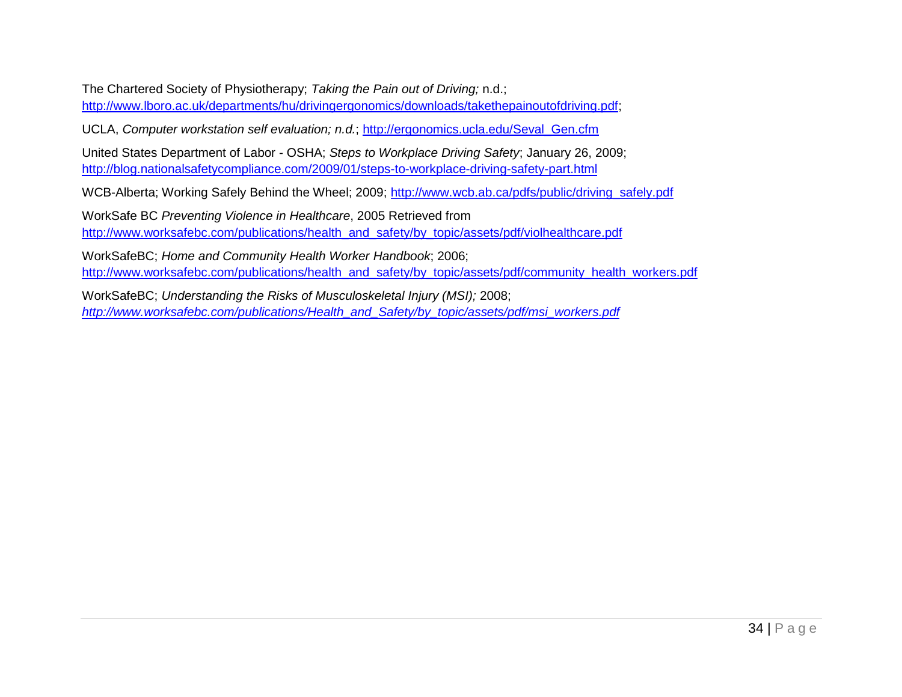The Chartered Society of Physiotherapy; *Taking the Pain out of Driving;* n.d.; http://www.lboro.ac.uk/departments/hu/drivingergonomics/downloads/takethepainoutofdriving.pdf;

UCLA, *Computer workstation self evaluation; n.d.*; http://ergonomics.ucla.edu/Seval_Gen.cfm

United States Department of Labor - OSHA; *Steps to Workplace Driving Safety*; January 26, 2009; http://blog.nationalsafetycompliance.com/2009/01/steps-to-workplace-driving-safety-part.html

WCB-Alberta; Working Safely Behind the Wheel; 2009; http://www.wcb.ab.ca/pdfs/public/driving_safely.pdf

WorkSafe BC *Preventing Violence in Healthcare*, 2005 Retrieved from http://www.worksafebc.com/publications/health_and_safety/by_topic/assets/pdf/violhealthcare.pdf

WorkSafeBC; *Home and Community Health Worker Handbook*; 2006; http://www.worksafebc.com/publications/health_and_safety/by_topic/assets/pdf/community_health_workers.pdf

WorkSafeBC; *Understanding the Risks of Musculoskeletal Injury (MSI);* 2008; *http://www.worksafebc.com/publications/Health_and_Safety/by_topic/assets/pdf/msi_workers.pdf*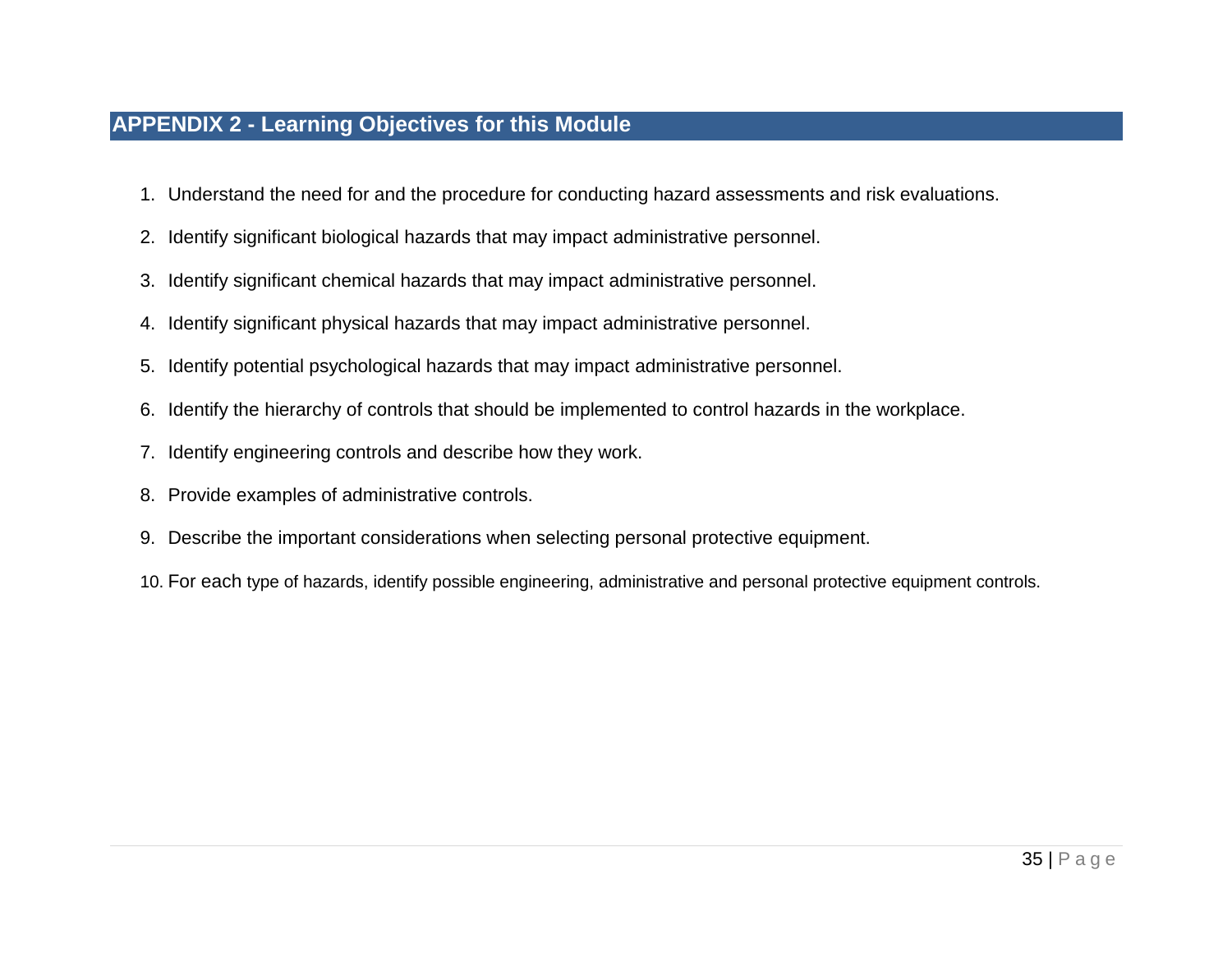## APPENDIX 2 - Learning Objectives for this Module

1. Understand the need for and the procedure for conducting hazard assessments and risk evaluations.
2. Identify significant biological hazards that may impact administrative personnel.
3. Identify significant chemical hazards that may impact administrative personnel.
4. Identify significant physical hazards that may impact administrative personnel.
5. Identify potential psychological hazards that may impact administrative personnel.
6. Identify the hierarchy of controls that should be implemented to control hazards in the workplace.
7. Identify engineering controls and describe how they work.
8. Provide examples of administrative controls.
9. Describe the important considerations when selecting personal protective equipment.
10. For each type of hazards, identify possible engineering, administrative and personal protective equipment controls.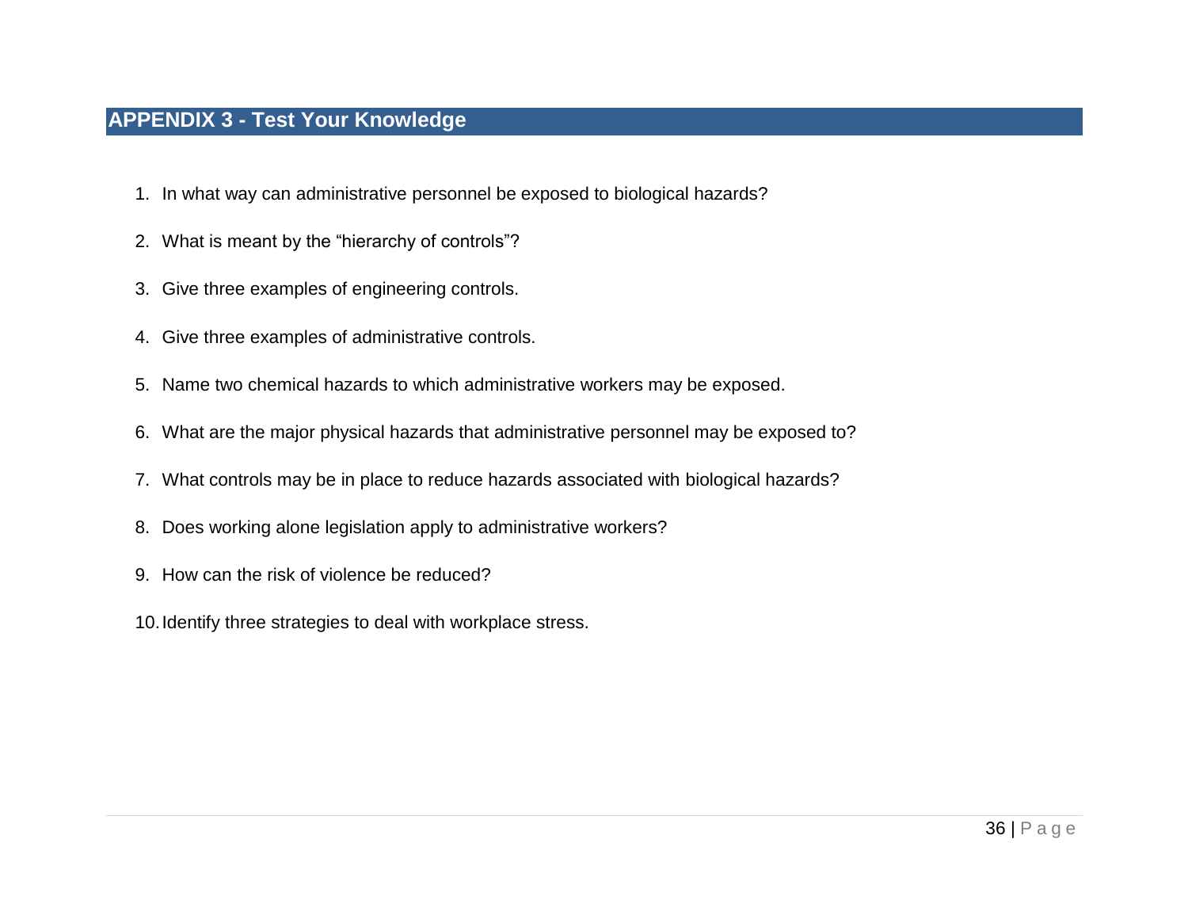## APPENDIX 3 - Test Your Knowledge

1. In what way can administrative personnel be exposed to biological hazards?
2. What is meant by the “hierarchy of controls”?
3. Give three examples of engineering controls.
4. Give three examples of administrative controls.
5. Name two chemical hazards to which administrative workers may be exposed.
6. What are the major physical hazards that administrative personnel may be exposed to?
7. What controls may be in place to reduce hazards associated with biological hazards?
8. Does working alone legislation apply to administrative workers?
9. How can the risk of violence be reduced?
10. Identify three strategies to deal with workplace stress.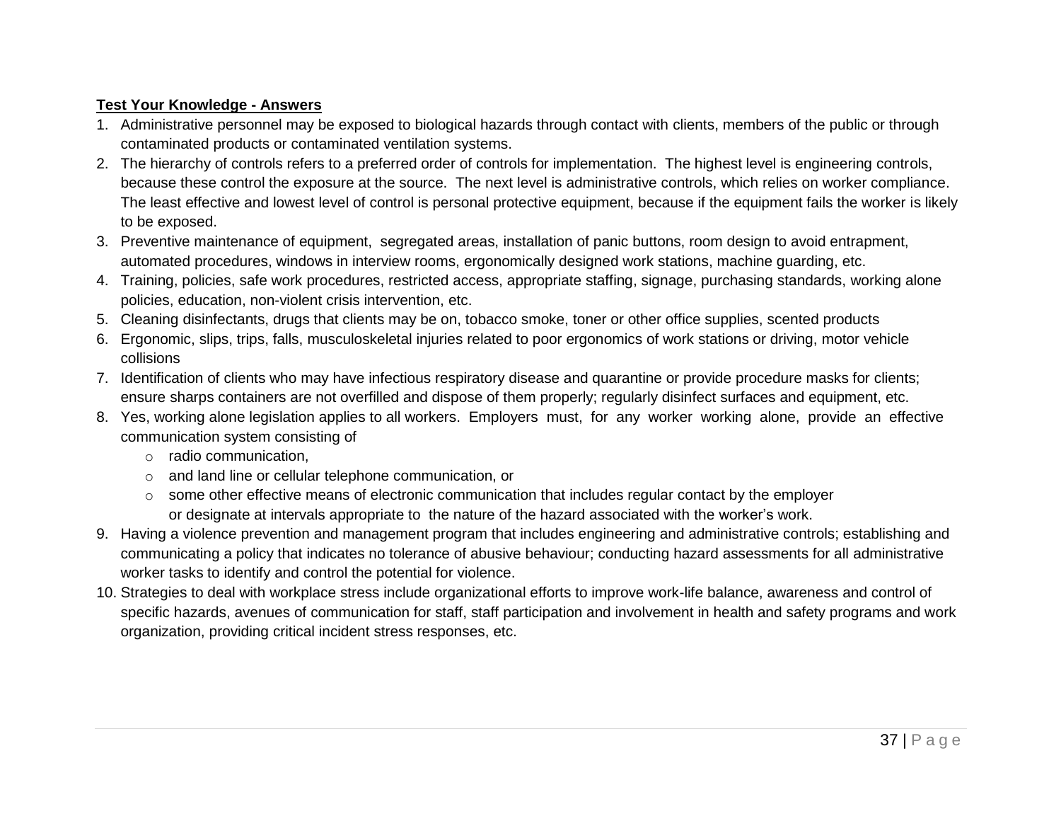**Test Your Knowledge - Answers**

1. Administrative personnel may be exposed to biological hazards through contact with clients, members of the public or through contaminated products or contaminated ventilation systems.
2. The hierarchy of controls refers to a preferred order of controls for implementation. The highest level is engineering controls, because these control the exposure at the source. The next level is administrative controls, which relies on worker compliance. The least effective and lowest level of control is personal protective equipment, because if the equipment fails the worker is likely to be exposed.
3. Preventive maintenance of equipment, segregated areas, installation of panic buttons, room design to avoid entrapment, automated procedures, windows in interview rooms, ergonomically designed work stations, machine guarding, etc.
4. Training, policies, safe work procedures, restricted access, appropriate staffing, signage, purchasing standards, working alone policies, education, non-violent crisis intervention, etc.
5. Cleaning disinfectants, drugs that clients may be on, tobacco smoke, toner or other office supplies, scented products
6. Ergonomic, slips, trips, falls, musculoskeletal injuries related to poor ergonomics of work stations or driving, motor vehicle collisions
7. Identification of clients who may have infectious respiratory disease and quarantine or provide procedure masks for clients; ensure sharps containers are not overfilled and dispose of them properly; regularly disinfect surfaces and equipment, etc.
8. Yes, working alone legislation applies to all workers. Employers must, for any worker working alone, provide an effective communication system consisting of
   - radio communication,
   - and land line or cellular telephone communication, or
   - some other effective means of electronic communication that includes regular contact by the employer or designate at intervals appropriate to the nature of the hazard associated with the worker's work.
9. Having a violence prevention and management program that includes engineering and administrative controls; establishing and communicating a policy that indicates no tolerance of abusive behaviour; conducting hazard assessments for all administrative worker tasks to identify and control the potential for violence.
10. Strategies to deal with workplace stress include organizational efforts to improve work-life balance, awareness and control of specific hazards, avenues of communication for staff, staff participation and involvement in health and safety programs and work organization, providing critical incident stress responses, etc.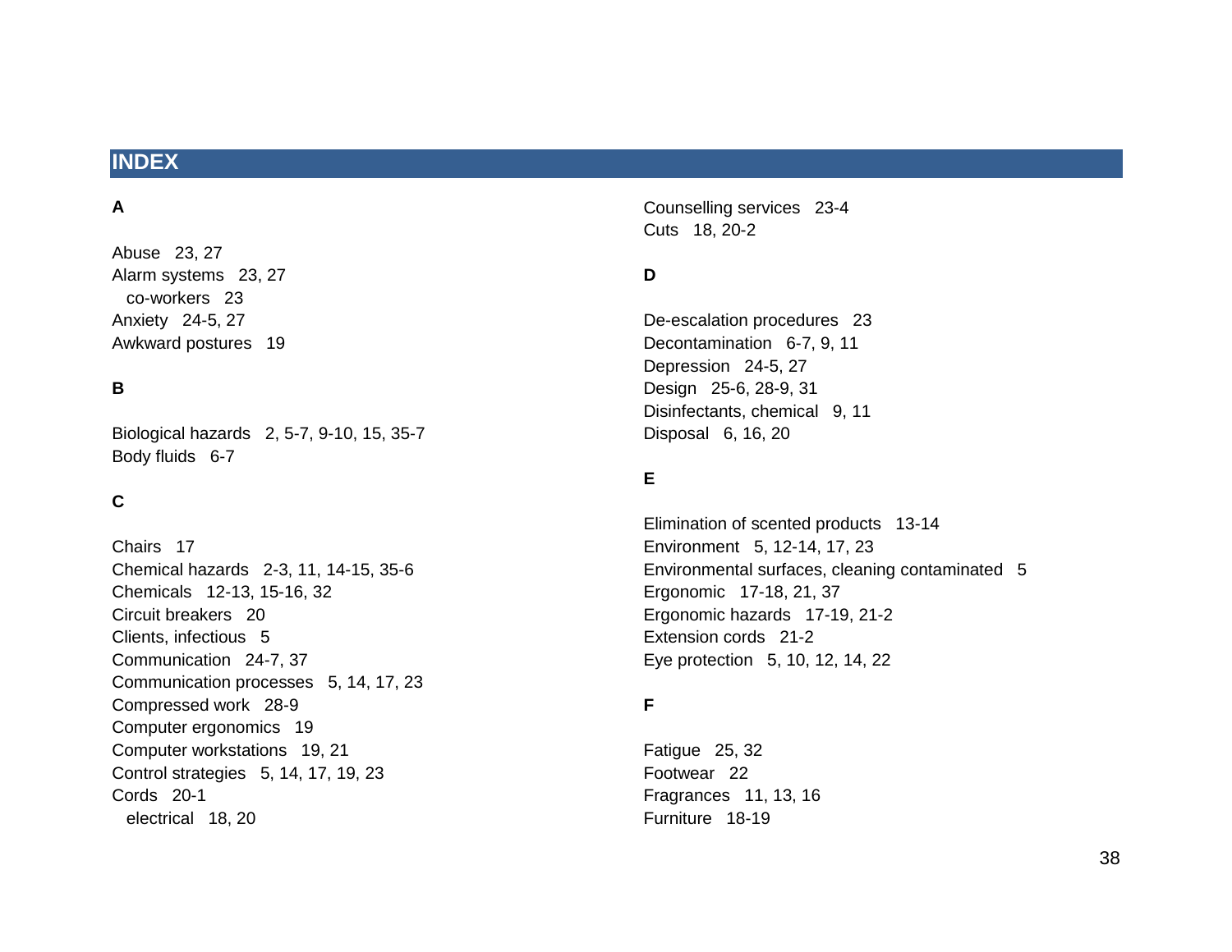# INDEX

**A**

Abuse 23, 27
Alarm systems 23, 27
  co-workers 23
Anxiety 24-5, 27
Awkward postures 19

**B**

Biological hazards 2, 5-7, 9-10, 15, 35-7
Body fluids 6-7

**C**

Chairs 17
Chemical hazards 2-3, 11, 14-15, 35-6
Chemicals 12-13, 15-16, 32
Circuit breakers 20
Clients, infectious 5
Communication 24-7, 37
Communication processes 5, 14, 17, 23
Compressed work 28-9
Computer ergonomics 19
Computer workstations 19, 21
Control strategies 5, 14, 17, 19, 23
Cords 20-1
  electrical 18, 20
Counselling services 23-4
Cuts 18, 20-2

**D**

De-escalation procedures 23
Decontamination 6-7, 9, 11
Depression 24-5, 27
Design 25-6, 28-9, 31
Disinfectants, chemical 9, 11
Disposal 6, 16, 20

**E**

Elimination of scented products 13-14
Environment 5, 12-14, 17, 23
Environmental surfaces, cleaning contaminated 5
Ergonomic 17-18, 21, 37
Ergonomic hazards 17-19, 21-2
Extension cords 21-2
Eye protection 5, 10, 12, 14, 22

**F**

Fatigue 25, 32
Footwear 22
Fragrances 11, 13, 16
Furniture 18-19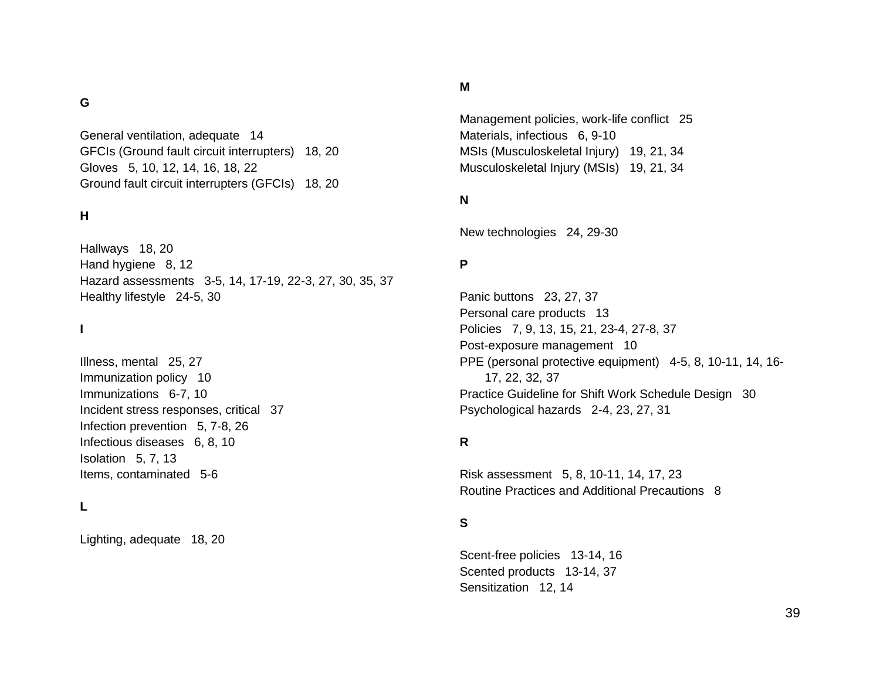**G**

General ventilation, adequate 14
GFCIs (Ground fault circuit interrupters) 18, 20
Gloves 5, 10, 12, 14, 16, 18, 22
Ground fault circuit interrupters (GFCIs) 18, 20

**H**

Hallways 18, 20
Hand hygiene 8, 12
Hazard assessments 3-5, 14, 17-19, 22-3, 27, 30, 35, 37
Healthy lifestyle 24-5, 30

**I**

Illness, mental 25, 27
Immunization policy 10
Immunizations 6-7, 10
Incident stress responses, critical 37
Infection prevention 5, 7-8, 26
Infectious diseases 6, 8, 10
Isolation 5, 7, 13
Items, contaminated 5-6

**L**

Lighting, adequate 18, 20

**M**

Management policies, work-life conflict 25
Materials, infectious 6, 9-10
MSIs (Musculoskeletal Injury) 19, 21, 34
Musculoskeletal Injury (MSIs) 19, 21, 34

**N**

New technologies 24, 29-30

**P**

Panic buttons 23, 27, 37
Personal care products 13
Policies 7, 9, 13, 15, 21, 23-4, 27-8, 37
Post-exposure management 10
PPE (personal protective equipment) 4-5, 8, 10-11, 14, 16-17, 22, 32, 37
Practice Guideline for Shift Work Schedule Design 30
Psychological hazards 2-4, 23, 27, 31

**R**

Risk assessment 5, 8, 10-11, 14, 17, 23
Routine Practices and Additional Precautions 8

**S**

Scent-free policies 13-14, 16
Scented products 13-14, 37
Sensitization 12, 14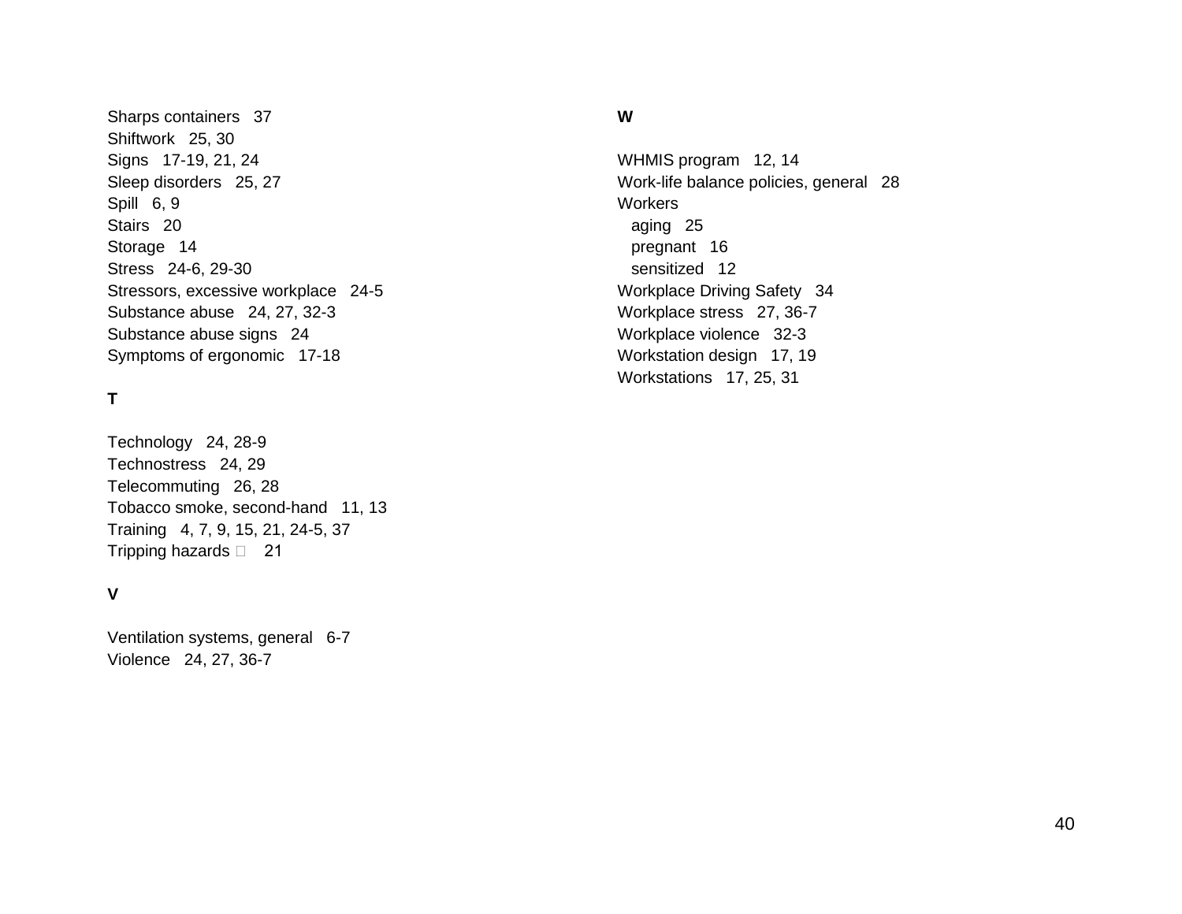Sharps containers   37
Shiftwork   25, 30
Signs   17-19, 21, 24
Sleep disorders   25, 27
Spill   6, 9
Stairs   20
Storage   14
Stress   24-6, 29-30
Stressors, excessive workplace   24-5
Substance abuse   24, 27, 32-3
Substance abuse signs   24
Symptoms of ergonomic   17-18

**T**

Technology   24, 28-9
Technostress   24, 29
Telecommuting   26, 28
Tobacco smoke, second-hand   11, 13
Training   4, 7, 9, 15, 21, 24-5, 37
Tripping hazards   21

**V**

Ventilation systems, general   6-7
Violence   24, 27, 36-7

**W**

WHMIS program   12, 14
Work-life balance policies, general   28
Workers
  aging   25
  pregnant   16
  sensitized   12
Workplace Driving Safety   34
Workplace stress   27, 36-7
Workplace violence   32-3
Workstation design   17, 19
Workstations   17, 25, 31